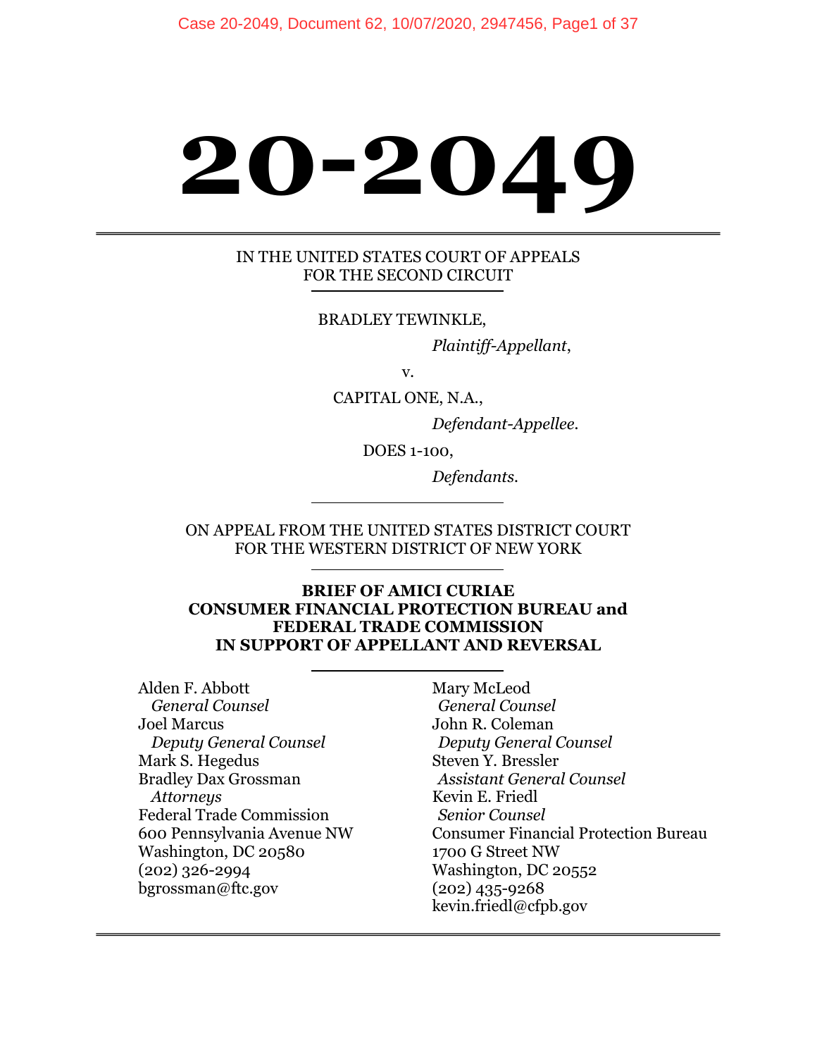# 20-2049

IN THE UNITED STATES COURT OF APPEALS
FOR THE SECOND CIRCUIT

BRADLEY TEWINKLE,

*Plaintiff-Appellant*,

v.

CAPITAL ONE, N.A.,

*Defendant-Appellee.*

DOES 1-100,

*Defendants.*

ON APPEAL FROM THE UNITED STATES DISTRICT COURT
FOR THE WESTERN DISTRICT OF NEW YORK

**BRIEF OF AMICI CURIAE**
**CONSUMER FINANCIAL PROTECTION BUREAU and**
**FEDERAL TRADE COMMISSION**
**IN SUPPORT OF APPELLANT AND REVERSAL**

Alden F. Abbott
*General Counsel*
Joel Marcus
*Deputy General Counsel*
Mark S. Hegedus
Bradley Dax Grossman
*Attorneys*
Federal Trade Commission
600 Pennsylvania Avenue NW
Washington, DC 20580
(202) 326-2994
bgrossman@ftc.gov

Mary McLeod
*General Counsel*
John R. Coleman
*Deputy General Counsel*
Steven Y. Bressler
*Assistant General Counsel*
Kevin E. Friedl
*Senior Counsel*
Consumer Financial Protection Bureau
1700 G Street NW
Washington, DC 20552
(202) 435-9268
kevin.friedl@cfpb.gov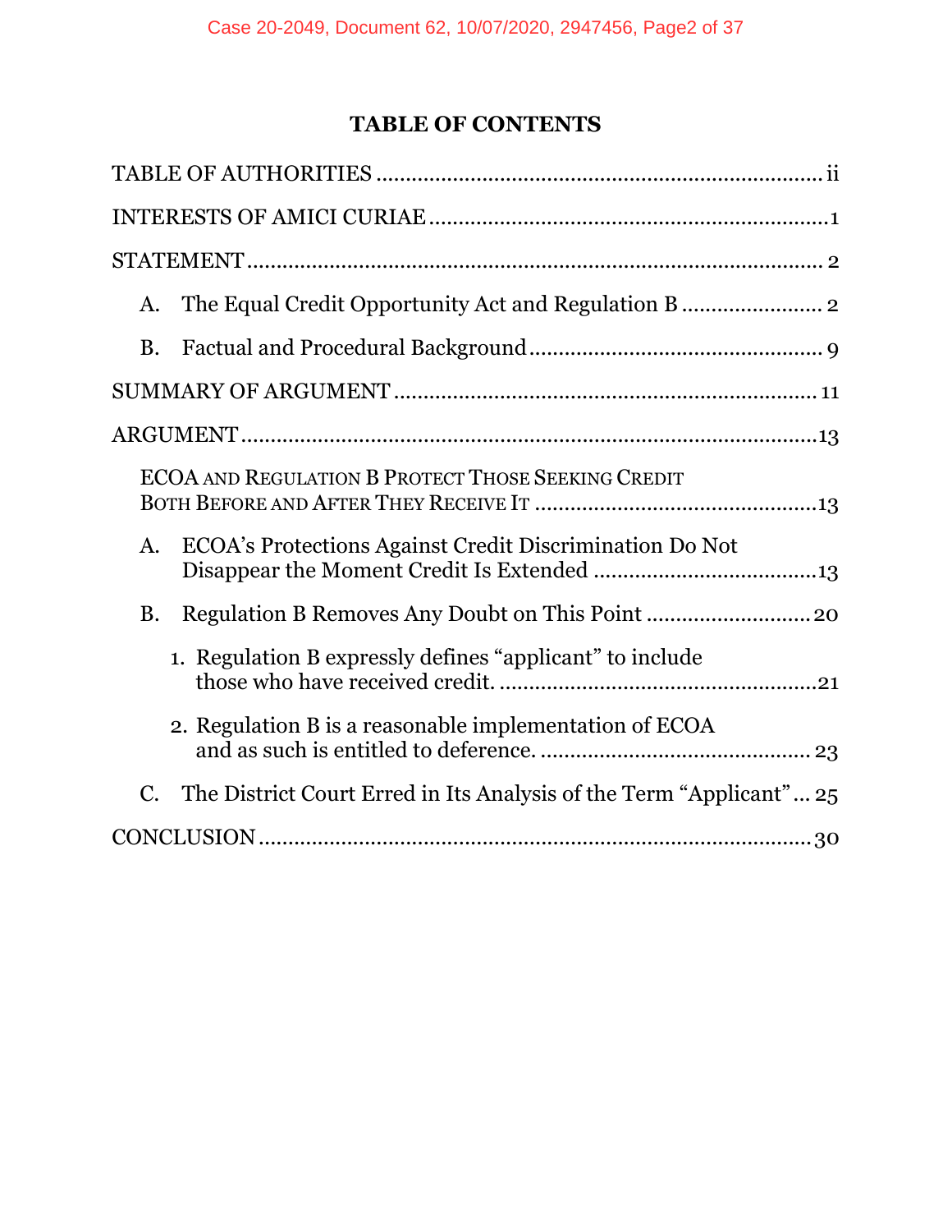**TABLE OF CONTENTS**

TABLE OF AUTHORITIES ........................................................................ ii

INTERESTS OF AMICI CURIAE ............................................................... 1

STATEMENT ............................................................................................ 2

A. The Equal Credit Opportunity Act and Regulation B ........................ 2

B. Factual and Procedural Background ................................................. 9

SUMMARY OF ARGUMENT .................................................................. 11

ARGUMENT ............................................................................................ 13

ECOA AND REGULATION B PROTECT THOSE SEEKING CREDIT BOTH BEFORE AND AFTER THEY RECEIVE IT ............................................ 13

A. ECOA's Protections Against Credit Discrimination Do Not Disappear the Moment Credit Is Extended ..................................... 13

B. Regulation B Removes Any Doubt on This Point ........................... 20

1. Regulation B expressly defines "applicant" to include those who have received credit. ..................................................... 21

2. Regulation B is a reasonable implementation of ECOA and as such is entitled to deference. ............................................ 23

C. The District Court Erred in Its Analysis of the Term "Applicant" ... 25

CONCLUSION ......................................................................................... 30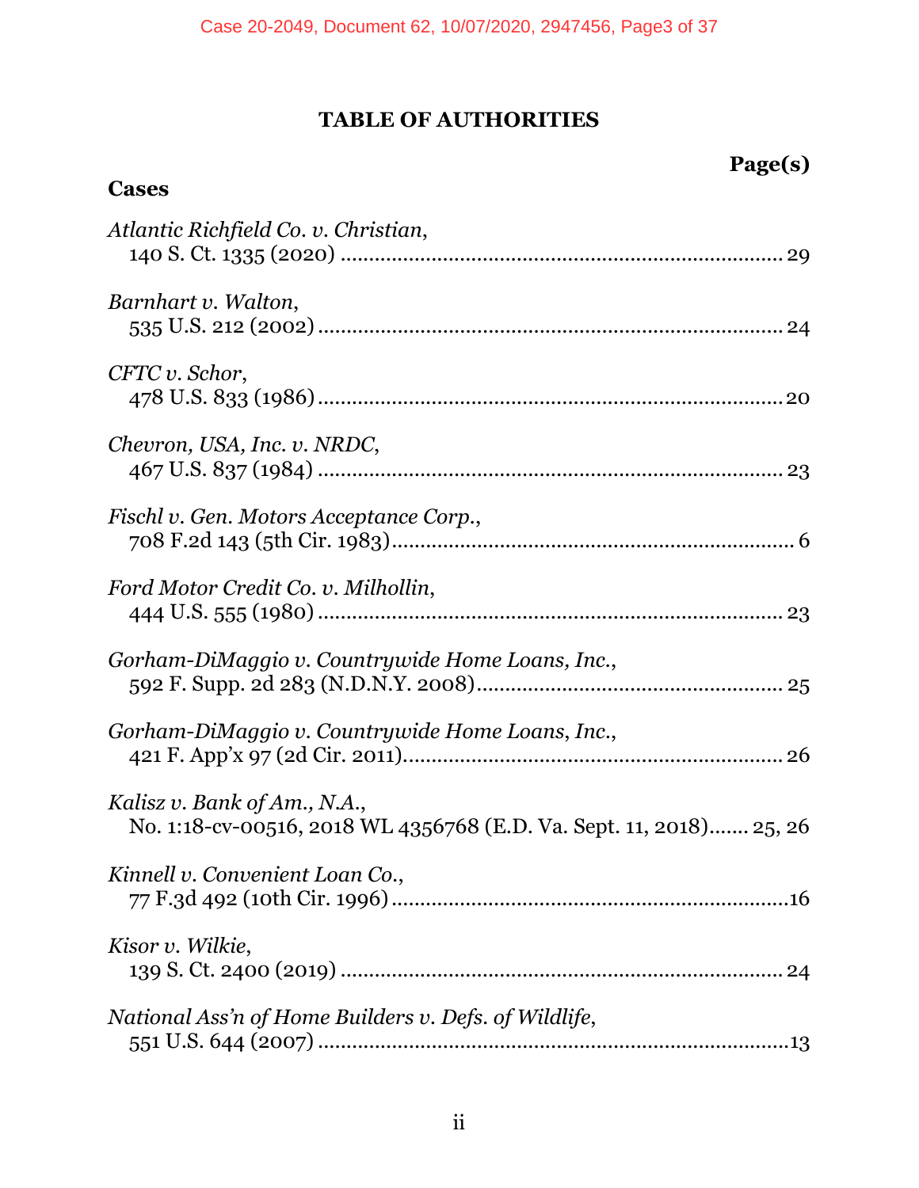# TABLE OF AUTHORITIES

| Cases | Page(s) |
|---|---|
| *Atlantic Richfield Co. v. Christian*, 140 S. Ct. 1335 (2020) | 29 |
| *Barnhart v. Walton*, 535 U.S. 212 (2002) | 24 |
| *CFTC v. Schor*, 478 U.S. 833 (1986) | 20 |
| *Chevron, USA, Inc. v. NRDC*, 467 U.S. 837 (1984) | 23 |
| *Fischl v. Gen. Motors Acceptance Corp.*, 708 F.2d 143 (5th Cir. 1983) | 6 |
| *Ford Motor Credit Co. v. Milhollin*, 444 U.S. 555 (1980) | 23 |
| *Gorham-DiMaggio v. Countrywide Home Loans, Inc.*, 592 F. Supp. 2d 283 (N.D.N.Y. 2008) | 25 |
| *Gorham-DiMaggio v. Countrywide Home Loans, Inc.*, 421 F. App'x 97 (2d Cir. 2011) | 26 |
| *Kalisz v. Bank of Am., N.A.*, No. 1:18-cv-00516, 2018 WL 4356768 (E.D. Va. Sept. 11, 2018) | 25, 26 |
| *Kinnell v. Convenient Loan Co.*, 77 F.3d 492 (10th Cir. 1996) | 16 |
| *Kisor v. Wilkie*, 139 S. Ct. 2400 (2019) | 24 |
| *National Ass'n of Home Builders v. Defs. of Wildlife*, 551 U.S. 644 (2007) | 13 |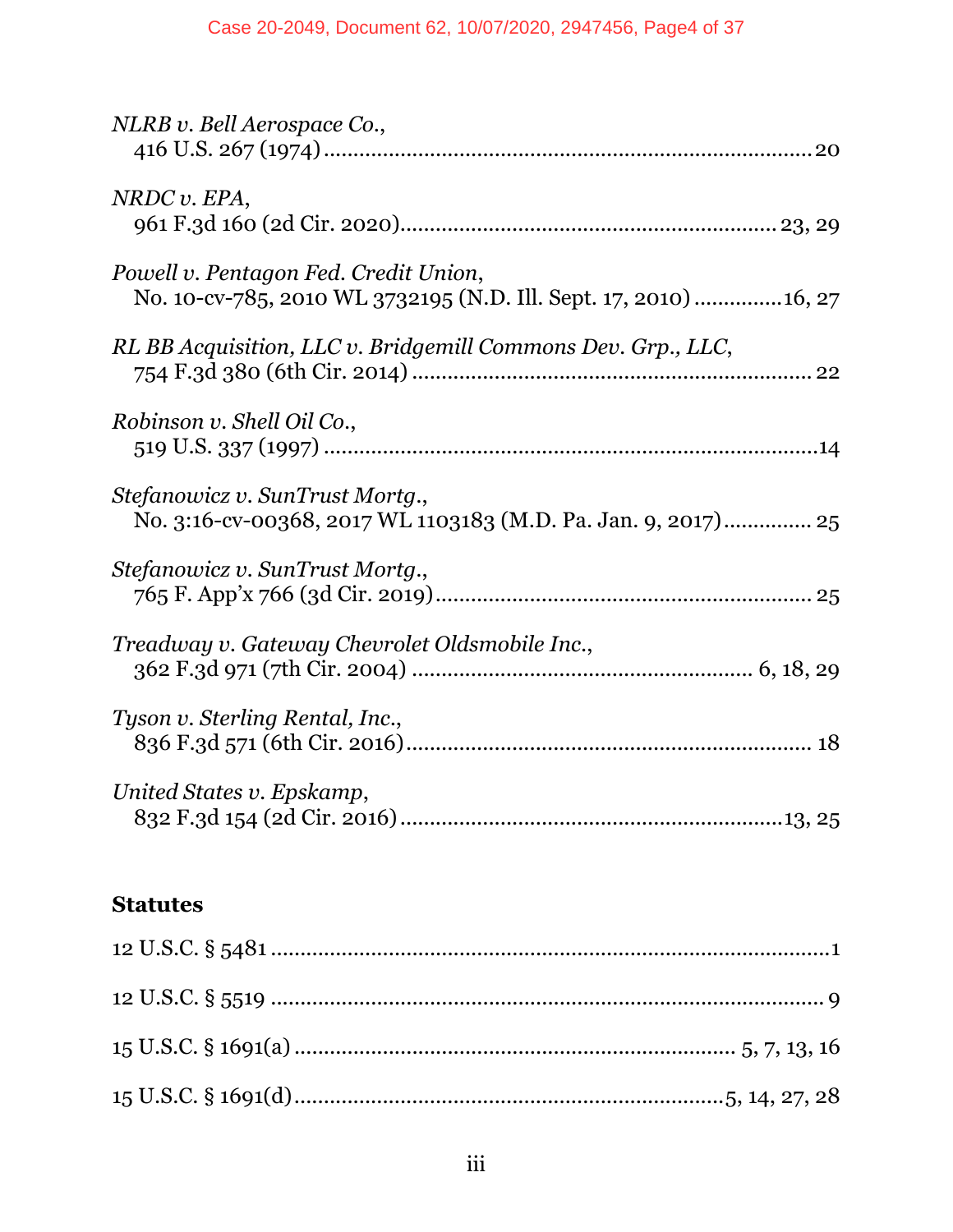*NLRB v. Bell Aerospace Co.*,
416 U.S. 267 (1974) ........................................................................ 20

*NRDC v. EPA*,
961 F.3d 160 (2d Cir. 2020)........................................................ 23, 29

*Powell v. Pentagon Fed. Credit Union*,
No. 10-cv-785, 2010 WL 3732195 (N.D. Ill. Sept. 17, 2010) ..............16, 27

*RL BB Acquisition, LLC v. Bridgemill Commons Dev. Grp., LLC*,
754 F.3d 380 (6th Cir. 2014) ........................................................... 22

*Robinson v. Shell Oil Co.*,
519 U.S. 337 (1997) ..........................................................................14

*Stefanowicz v. SunTrust Mortg.*,
No. 3:16-cv-00368, 2017 WL 1103183 (M.D. Pa. Jan. 9, 2017).............. 25

*Stefanowicz v. SunTrust Mortg.*,
765 F. App'x 766 (3d Cir. 2019)........................................................ 25

*Treadway v. Gateway Chevrolet Oldsmobile Inc.*,
362 F.3d 971 (7th Cir. 2004) ................................................ 6, 18, 29

*Tyson v. Sterling Rental, Inc.*,
836 F.3d 571 (6th Cir. 2016)............................................................. 18

*United States v. Epskamp*,
832 F.3d 154 (2d Cir. 2016) ..........................................................13, 25

**Statutes**

12 U.S.C. § 5481 .......................................................................................1

12 U.S.C. § 5519 ...................................................................................... 9

15 U.S.C. § 1691(a) ............................................................... 5, 7, 13, 16

15 U.S.C. § 1691(d)..............................................................5, 14, 27, 28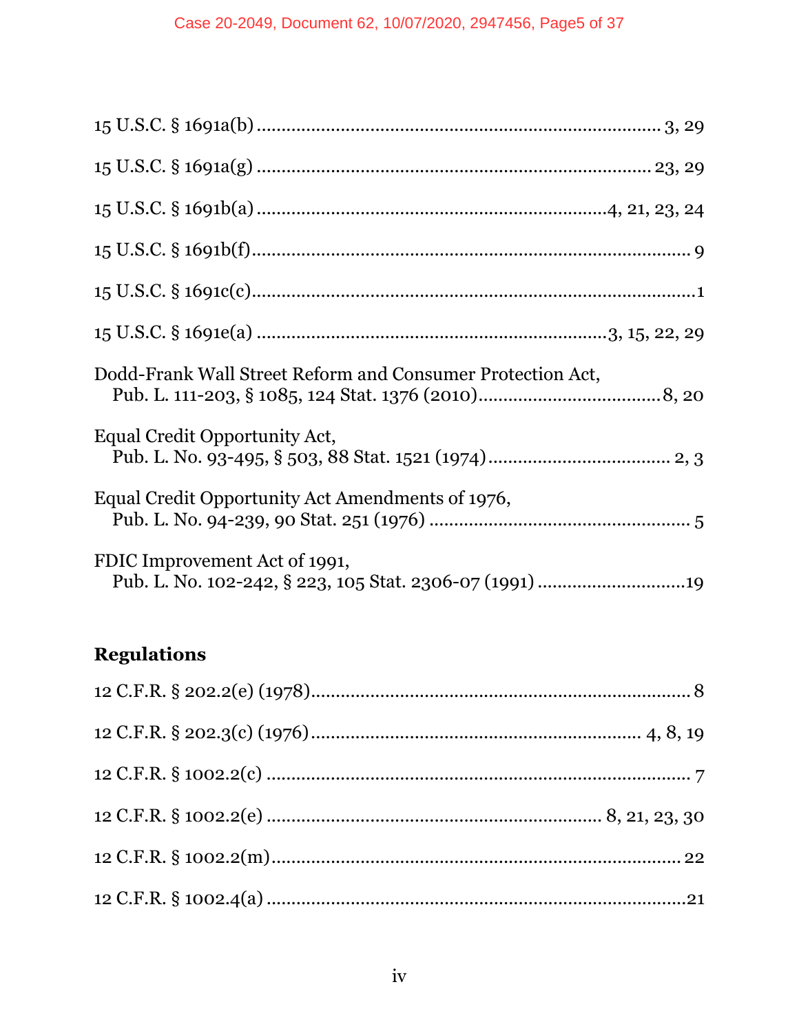15 U.S.C. § 1691a(b) ................................................................................ 3, 29

15 U.S.C. § 1691a(g) .............................................................................. 23, 29

15 U.S.C. § 1691b(a) ....................................................................4, 21, 23, 24

15 U.S.C. § 1691b(f) ........................................................................................ 9

15 U.S.C. § 1691c(c) .........................................................................................1

15 U.S.C. § 1691e(a) ....................................................................3, 15, 22, 29

Dodd-Frank Wall Street Reform and Consumer Protection Act,
  Pub. L. 111-203, § 1085, 124 Stat. 1376 (2010) ....................................8, 20

Equal Credit Opportunity Act,
  Pub. L. No. 93-495, § 503, 88 Stat. 1521 (1974) .................................... 2, 3

Equal Credit Opportunity Act Amendments of 1976,
  Pub. L. No. 94-239, 90 Stat. 251 (1976) .................................................... 5

FDIC Improvement Act of 1991,
  Pub. L. No. 102-242, § 223, 105 Stat. 2306-07 (1991) .............................19

## Regulations

12 C.F.R. § 202.2(e) (1978) ........................................................................... 8

12 C.F.R. § 202.3(c) (1976) ................................................................ 4, 8, 19

12 C.F.R. § 1002.2(c) ..................................................................................... 7

12 C.F.R. § 1002.2(e) ................................................................. 8, 21, 23, 30

12 C.F.R. § 1002.2(m) .................................................................................. 22

12 C.F.R. § 1002.4(a) .....................................................................................21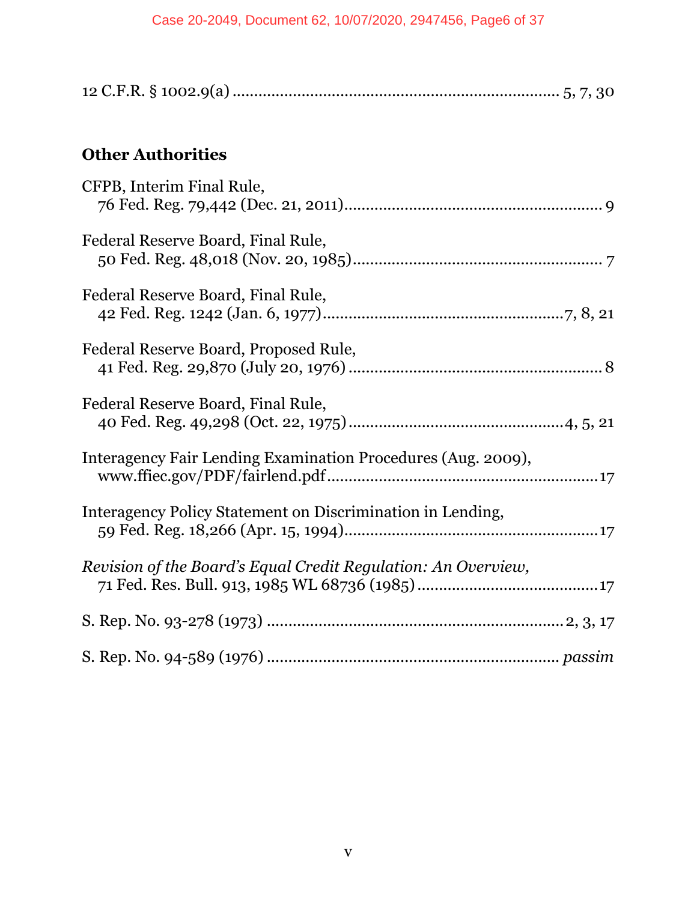12 C.F.R. § 1002.9(a) .......................................................................... 5, 7, 30

## Other Authorities

CFPB, Interim Final Rule,
76 Fed. Reg. 79,442 (Dec. 21, 2011)........................................................... 9

Federal Reserve Board, Final Rule,
50 Fed. Reg. 48,018 (Nov. 20, 1985)......................................................... 7

Federal Reserve Board, Final Rule,
42 Fed. Reg. 1242 (Jan. 6, 1977).......................................................7, 8, 21

Federal Reserve Board, Proposed Rule,
41 Fed. Reg. 29,870 (July 20, 1976) .......................................................... 8

Federal Reserve Board, Final Rule,
40 Fed. Reg. 49,298 (Oct. 22, 1975) .................................................4, 5, 21

Interagency Fair Lending Examination Procedures (Aug. 2009),
www.ffiec.gov/PDF/fairlend.pdf..............................................................17

Interagency Policy Statement on Discrimination in Lending,
59 Fed. Reg. 18,266 (Apr. 15, 1994)..........................................................17

*Revision of the Board's Equal Credit Regulation: An Overview,*
71 Fed. Res. Bull. 913, 1985 WL 68736 (1985).........................................17

S. Rep. No. 93-278 (1973) ...................................................................2, 3, 17

S. Rep. No. 94-589 (1976) ................................................................... *passim*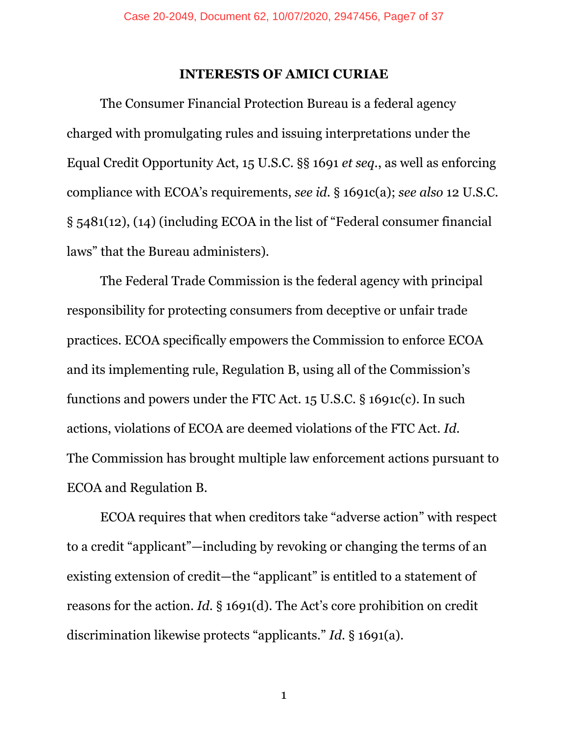## INTERESTS OF AMICI CURIAE

The Consumer Financial Protection Bureau is a federal agency charged with promulgating rules and issuing interpretations under the Equal Credit Opportunity Act, 15 U.S.C. §§ 1691 *et seq.*, as well as enforcing compliance with ECOA's requirements, *see id.* § 1691c(a); *see also* 12 U.S.C. § 5481(12), (14) (including ECOA in the list of "Federal consumer financial laws" that the Bureau administers).

The Federal Trade Commission is the federal agency with principal responsibility for protecting consumers from deceptive or unfair trade practices. ECOA specifically empowers the Commission to enforce ECOA and its implementing rule, Regulation B, using all of the Commission's functions and powers under the FTC Act. 15 U.S.C. § 1691c(c). In such actions, violations of ECOA are deemed violations of the FTC Act. *Id.* The Commission has brought multiple law enforcement actions pursuant to ECOA and Regulation B.

ECOA requires that when creditors take "adverse action" with respect to a credit "applicant"—including by revoking or changing the terms of an existing extension of credit—the "applicant" is entitled to a statement of reasons for the action. *Id.* § 1691(d). The Act's core prohibition on credit discrimination likewise protects "applicants." *Id.* § 1691(a).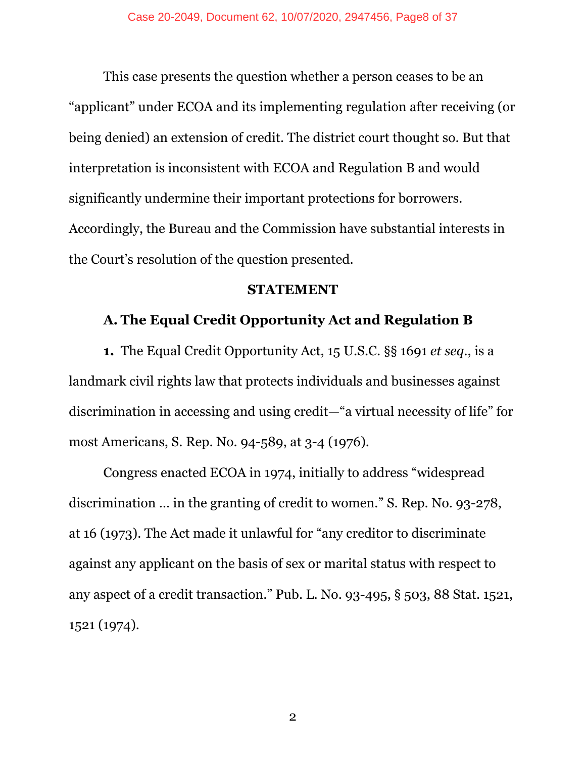This case presents the question whether a person ceases to be an "applicant" under ECOA and its implementing regulation after receiving (or being denied) an extension of credit. The district court thought so. But that interpretation is inconsistent with ECOA and Regulation B and would significantly undermine their important protections for borrowers. Accordingly, the Bureau and the Commission have substantial interests in the Court's resolution of the question presented.

## STATEMENT

### A. The Equal Credit Opportunity Act and Regulation B

**1.** The Equal Credit Opportunity Act, 15 U.S.C. §§ 1691 *et seq.*, is a landmark civil rights law that protects individuals and businesses against discrimination in accessing and using credit—"a virtual necessity of life" for most Americans, S. Rep. No. 94-589, at 3-4 (1976).

Congress enacted ECOA in 1974, initially to address "widespread discrimination … in the granting of credit to women." S. Rep. No. 93-278, at 16 (1973). The Act made it unlawful for "any creditor to discriminate against any applicant on the basis of sex or marital status with respect to any aspect of a credit transaction." Pub. L. No. 93-495, § 503, 88 Stat. 1521, 1521 (1974).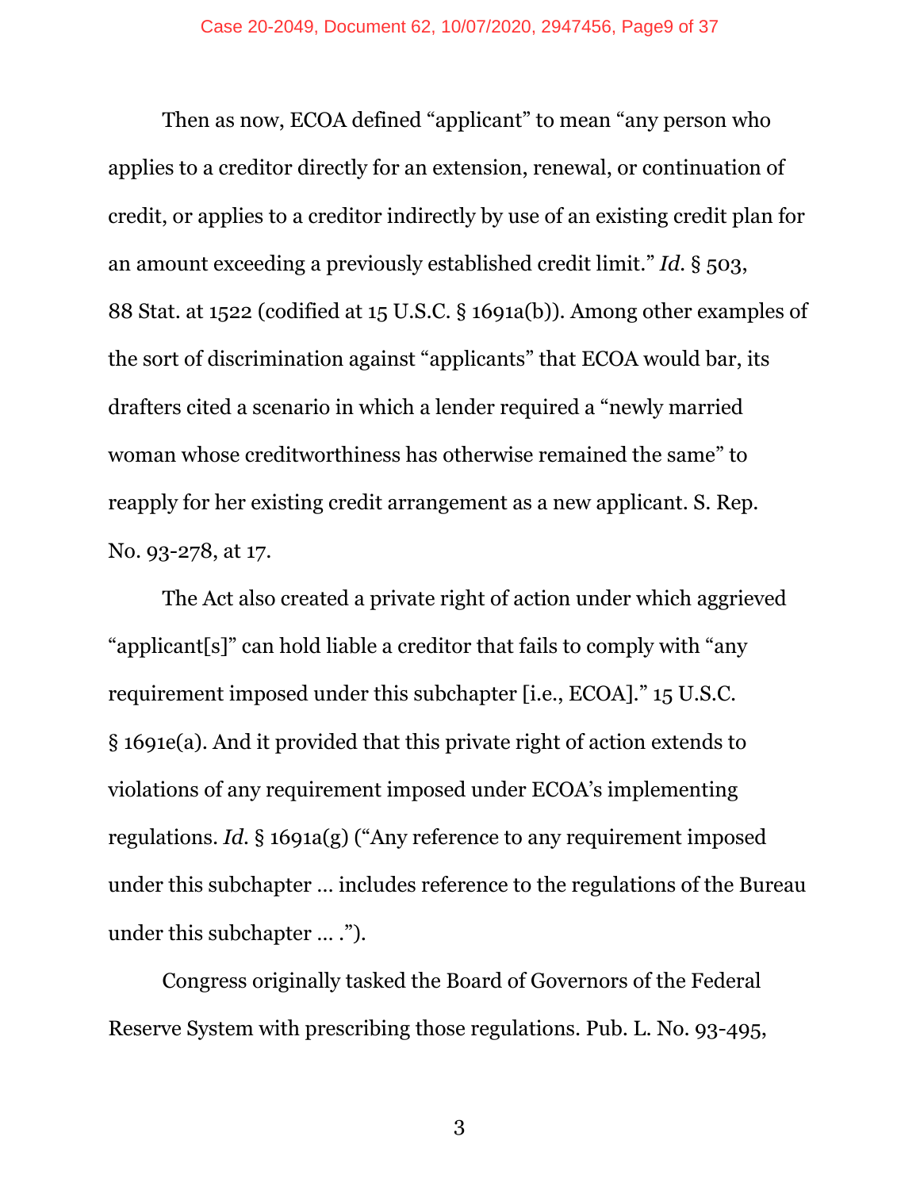Then as now, ECOA defined "applicant" to mean "any person who applies to a creditor directly for an extension, renewal, or continuation of credit, or applies to a creditor indirectly by use of an existing credit plan for an amount exceeding a previously established credit limit." *Id.* § 503, 88 Stat. at 1522 (codified at 15 U.S.C. § 1691a(b)). Among other examples of the sort of discrimination against "applicants" that ECOA would bar, its drafters cited a scenario in which a lender required a "newly married woman whose creditworthiness has otherwise remained the same" to reapply for her existing credit arrangement as a new applicant. S. Rep. No. 93-278, at 17.

The Act also created a private right of action under which aggrieved "applicant[s]" can hold liable a creditor that fails to comply with "any requirement imposed under this subchapter [i.e., ECOA]." 15 U.S.C. § 1691e(a). And it provided that this private right of action extends to violations of any requirement imposed under ECOA's implementing regulations. *Id.* § 1691a(g) ("Any reference to any requirement imposed under this subchapter … includes reference to the regulations of the Bureau under this subchapter … .").

Congress originally tasked the Board of Governors of the Federal Reserve System with prescribing those regulations. Pub. L. No. 93-495,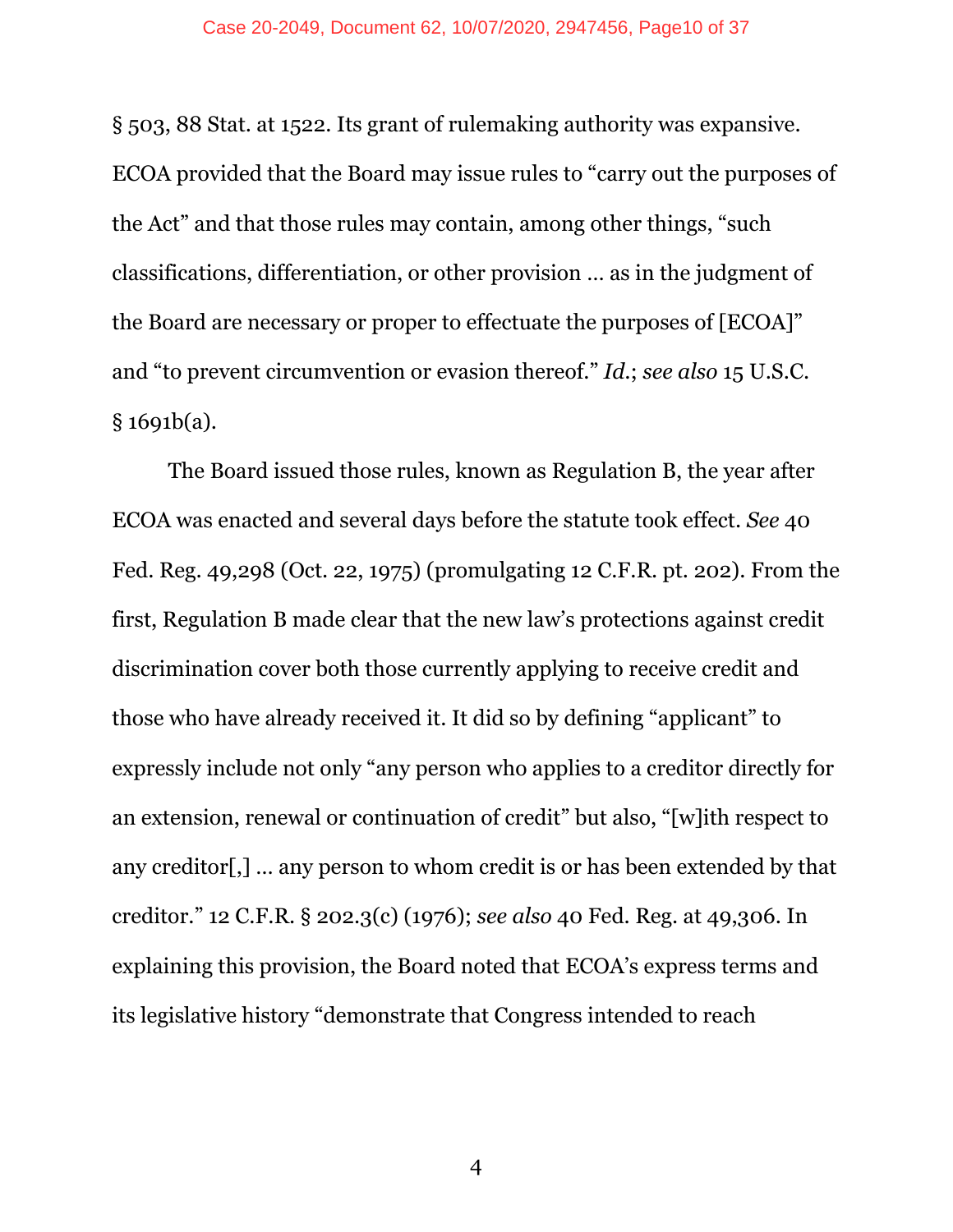§ 503, 88 Stat. at 1522. Its grant of rulemaking authority was expansive. ECOA provided that the Board may issue rules to "carry out the purposes of the Act" and that those rules may contain, among other things, "such classifications, differentiation, or other provision … as in the judgment of the Board are necessary or proper to effectuate the purposes of [ECOA]" and "to prevent circumvention or evasion thereof." *Id.*; *see also* 15 U.S.C. § 1691b(a).

The Board issued those rules, known as Regulation B, the year after ECOA was enacted and several days before the statute took effect. *See* 40 Fed. Reg. 49,298 (Oct. 22, 1975) (promulgating 12 C.F.R. pt. 202). From the first, Regulation B made clear that the new law's protections against credit discrimination cover both those currently applying to receive credit and those who have already received it. It did so by defining "applicant" to expressly include not only "any person who applies to a creditor directly for an extension, renewal or continuation of credit" but also, "[w]ith respect to any creditor[,] … any person to whom credit is or has been extended by that creditor." 12 C.F.R. § 202.3(c) (1976); *see also* 40 Fed. Reg. at 49,306. In explaining this provision, the Board noted that ECOA's express terms and its legislative history "demonstrate that Congress intended to reach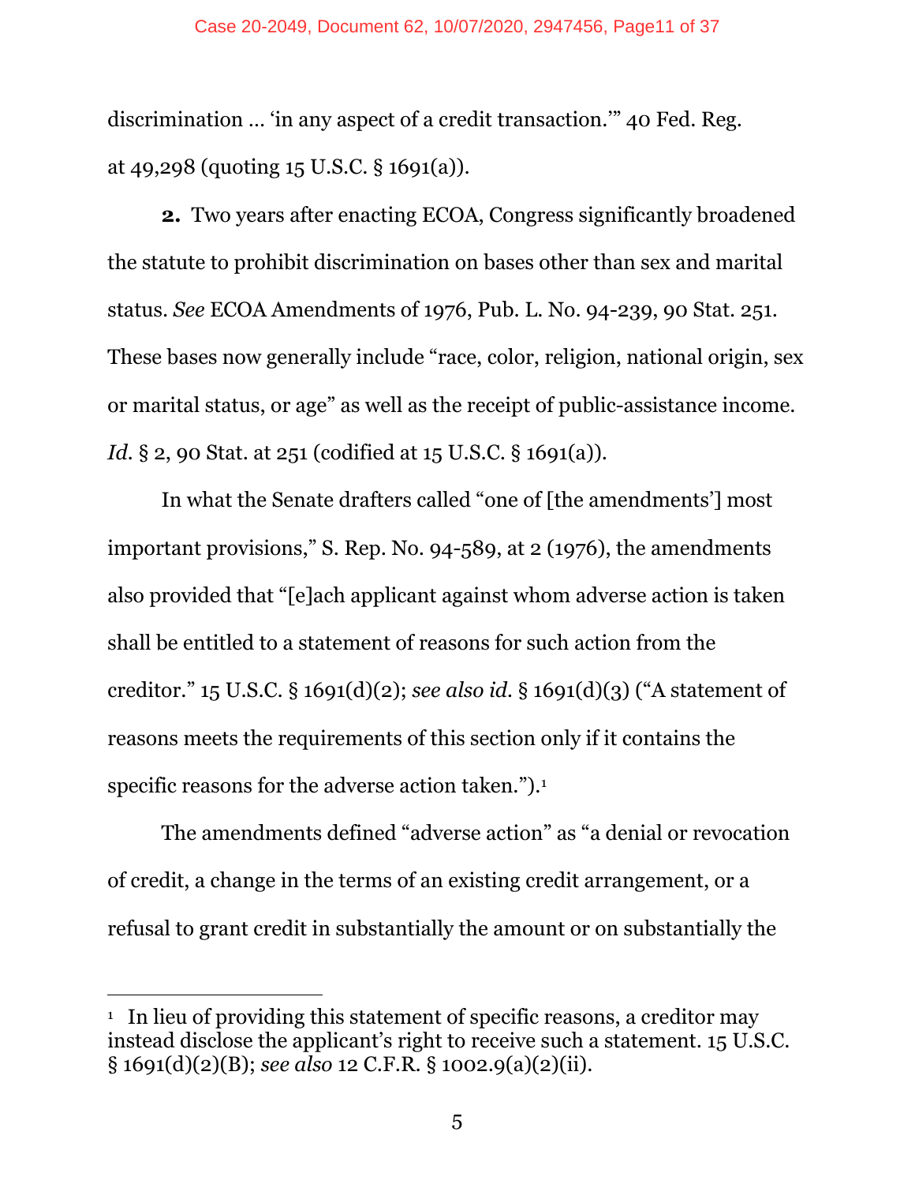discrimination … 'in any aspect of a credit transaction.'" 40 Fed. Reg. at 49,298 (quoting 15 U.S.C. § 1691(a)).

**2.** Two years after enacting ECOA, Congress significantly broadened the statute to prohibit discrimination on bases other than sex and marital status. *See* ECOA Amendments of 1976, Pub. L. No. 94-239, 90 Stat. 251. These bases now generally include "race, color, religion, national origin, sex or marital status, or age" as well as the receipt of public-assistance income. *Id.* § 2, 90 Stat. at 251 (codified at 15 U.S.C. § 1691(a)).

In what the Senate drafters called "one of [the amendments'] most important provisions," S. Rep. No. 94-589, at 2 (1976), the amendments also provided that "[e]ach applicant against whom adverse action is taken shall be entitled to a statement of reasons for such action from the creditor." 15 U.S.C. § 1691(d)(2); *see also id.* § 1691(d)(3) ("A statement of reasons meets the requirements of this section only if it contains the specific reasons for the adverse action taken.").[1]

The amendments defined "adverse action" as "a denial or revocation of credit, a change in the terms of an existing credit arrangement, or a refusal to grant credit in substantially the amount or on substantially the

---

[1] In lieu of providing this statement of specific reasons, a creditor may instead disclose the applicant's right to receive such a statement. 15 U.S.C. § 1691(d)(2)(B); *see also* 12 C.F.R. § 1002.9(a)(2)(ii).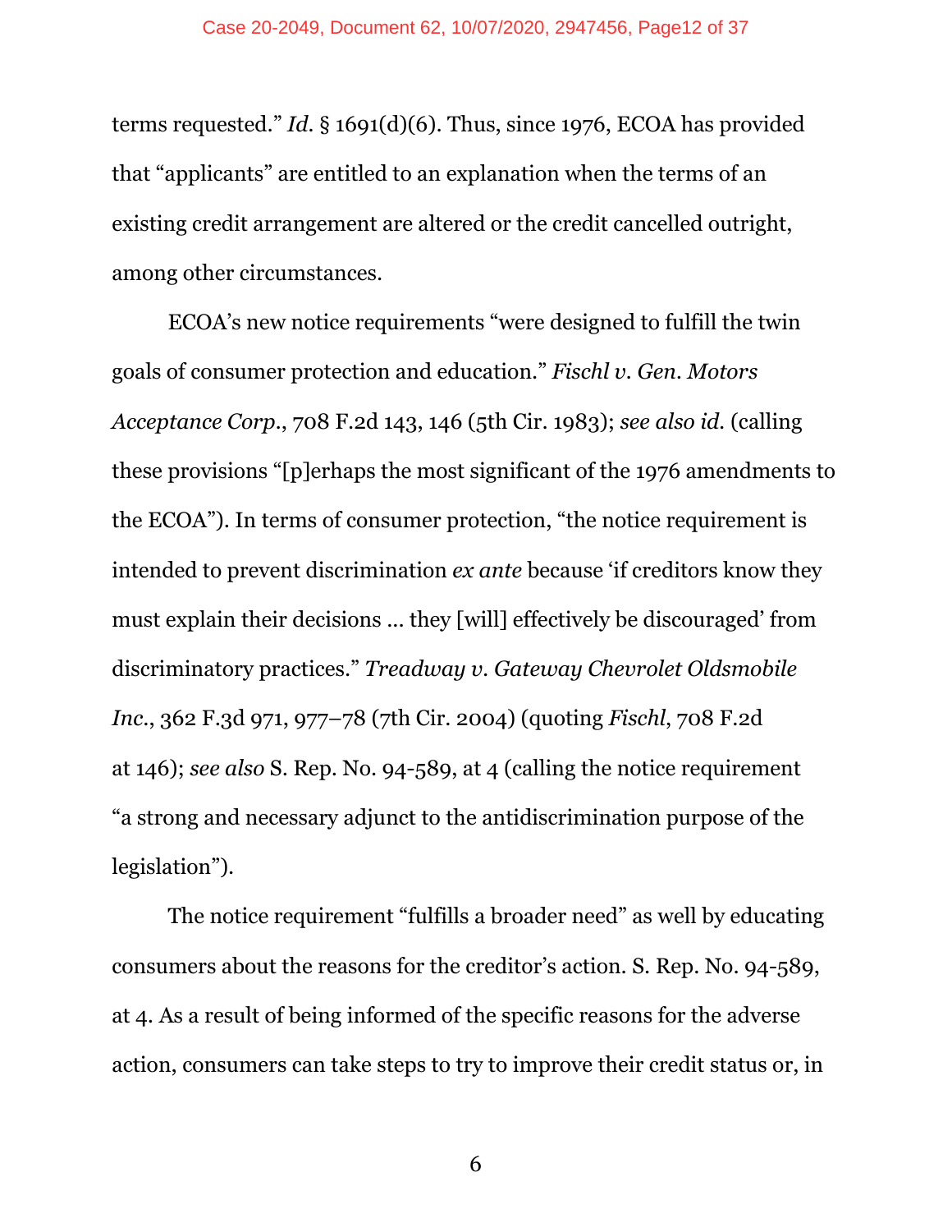terms requested." *Id.* § 1691(d)(6). Thus, since 1976, ECOA has provided that "applicants" are entitled to an explanation when the terms of an existing credit arrangement are altered or the credit cancelled outright, among other circumstances.

ECOA's new notice requirements "were designed to fulfill the twin goals of consumer protection and education." *Fischl v. Gen. Motors Acceptance Corp.*, 708 F.2d 143, 146 (5th Cir. 1983); *see also id.* (calling these provisions "[p]erhaps the most significant of the 1976 amendments to the ECOA"). In terms of consumer protection, "the notice requirement is intended to prevent discrimination *ex ante* because 'if creditors know they must explain their decisions … they [will] effectively be discouraged' from discriminatory practices." *Treadway v. Gateway Chevrolet Oldsmobile Inc.*, 362 F.3d 971, 977–78 (7th Cir. 2004) (quoting *Fischl*, 708 F.2d at 146); *see also* S. Rep. No. 94-589, at 4 (calling the notice requirement "a strong and necessary adjunct to the antidiscrimination purpose of the legislation").

The notice requirement "fulfills a broader need" as well by educating consumers about the reasons for the creditor's action. S. Rep. No. 94-589, at 4. As a result of being informed of the specific reasons for the adverse action, consumers can take steps to try to improve their credit status or, in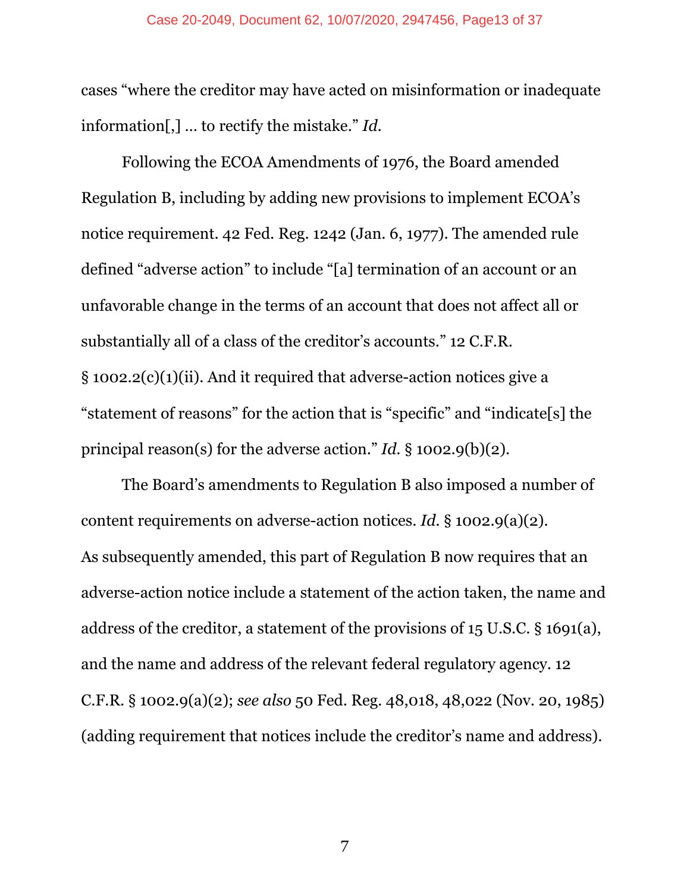cases "where the creditor may have acted on misinformation or inadequate information[,] … to rectify the mistake." *Id.*

Following the ECOA Amendments of 1976, the Board amended Regulation B, including by adding new provisions to implement ECOA's notice requirement. 42 Fed. Reg. 1242 (Jan. 6, 1977). The amended rule defined "adverse action" to include "[a] termination of an account or an unfavorable change in the terms of an account that does not affect all or substantially all of a class of the creditor's accounts." 12 C.F.R. § 1002.2(c)(1)(ii). And it required that adverse-action notices give a "statement of reasons" for the action that is "specific" and "indicate[s] the principal reason(s) for the adverse action." *Id.* § 1002.9(b)(2).

The Board's amendments to Regulation B also imposed a number of content requirements on adverse-action notices. *Id.* § 1002.9(a)(2). As subsequently amended, this part of Regulation B now requires that an adverse-action notice include a statement of the action taken, the name and address of the creditor, a statement of the provisions of 15 U.S.C. § 1691(a), and the name and address of the relevant federal regulatory agency. 12 C.F.R. § 1002.9(a)(2); *see also* 50 Fed. Reg. 48,018, 48,022 (Nov. 20, 1985) (adding requirement that notices include the creditor's name and address).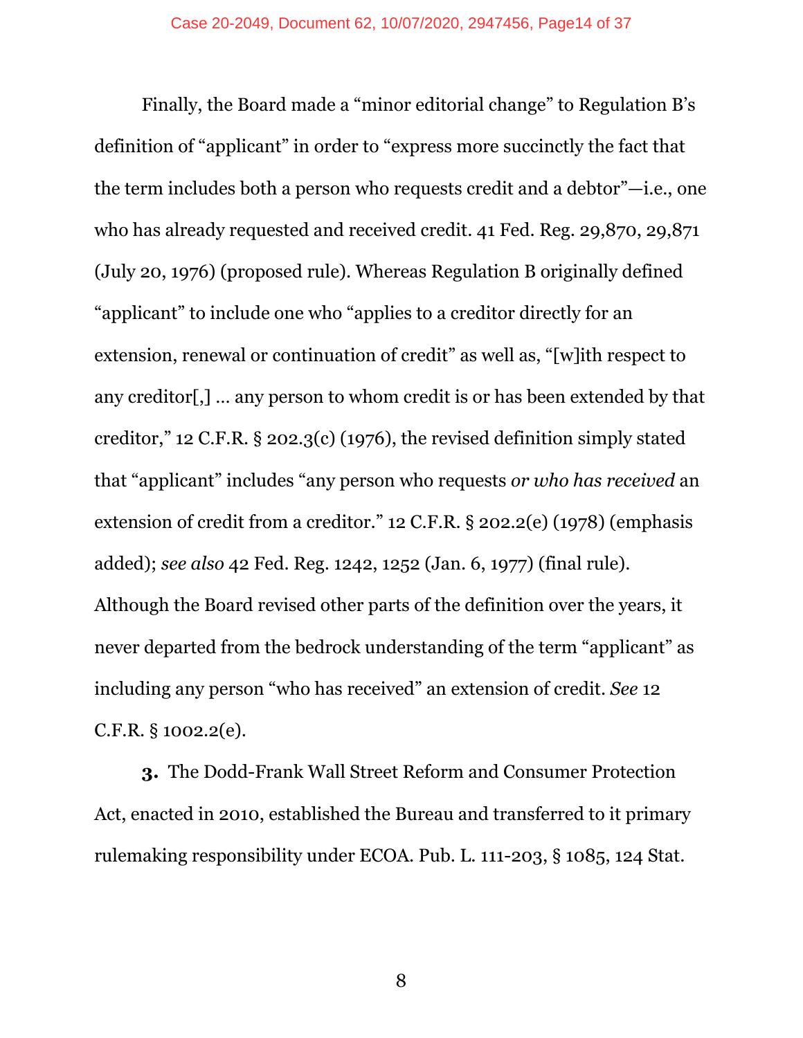Finally, the Board made a "minor editorial change" to Regulation B's definition of "applicant" in order to "express more succinctly the fact that the term includes both a person who requests credit and a debtor"—i.e., one who has already requested and received credit. 41 Fed. Reg. 29,870, 29,871 (July 20, 1976) (proposed rule). Whereas Regulation B originally defined "applicant" to include one who "applies to a creditor directly for an extension, renewal or continuation of credit" as well as, "[w]ith respect to any creditor[,] … any person to whom credit is or has been extended by that creditor," 12 C.F.R. § 202.3(c) (1976), the revised definition simply stated that "applicant" includes "any person who requests *or who has received* an extension of credit from a creditor." 12 C.F.R. § 202.2(e) (1978) (emphasis added); *see also* 42 Fed. Reg. 1242, 1252 (Jan. 6, 1977) (final rule). Although the Board revised other parts of the definition over the years, it never departed from the bedrock understanding of the term "applicant" as including any person "who has received" an extension of credit. *See* 12 C.F.R. § 1002.2(e).

**3.** The Dodd-Frank Wall Street Reform and Consumer Protection Act, enacted in 2010, established the Bureau and transferred to it primary rulemaking responsibility under ECOA. Pub. L. 111-203, § 1085, 124 Stat.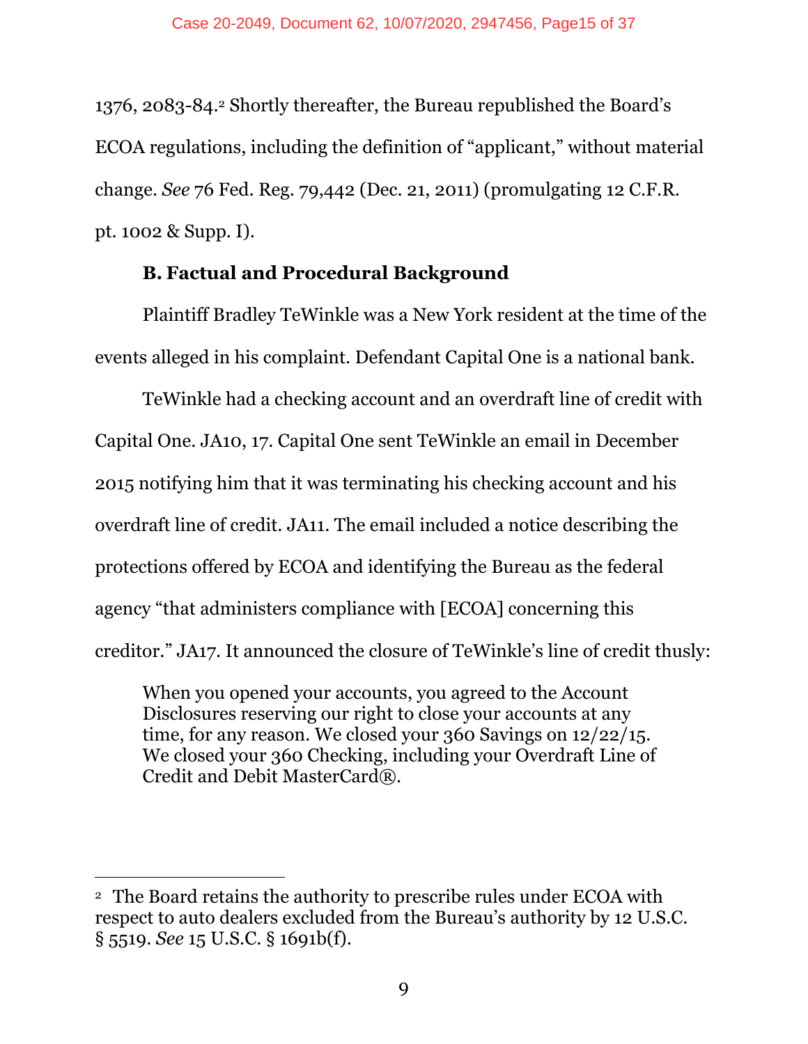1376, 2083-84.[2] Shortly thereafter, the Bureau republished the Board's ECOA regulations, including the definition of "applicant," without material change. *See* 76 Fed. Reg. 79,442 (Dec. 21, 2011) (promulgating 12 C.F.R. pt. 1002 & Supp. I).

### B. Factual and Procedural Background

Plaintiff Bradley TeWinkle was a New York resident at the time of the events alleged in his complaint. Defendant Capital One is a national bank.

TeWinkle had a checking account and an overdraft line of credit with Capital One. JA10, 17. Capital One sent TeWinkle an email in December 2015 notifying him that it was terminating his checking account and his overdraft line of credit. JA11. The email included a notice describing the protections offered by ECOA and identifying the Bureau as the federal agency "that administers compliance with [ECOA] concerning this creditor." JA17. It announced the closure of TeWinkle's line of credit thusly:

> When you opened your accounts, you agreed to the Account Disclosures reserving our right to close your accounts at any time, for any reason. We closed your 360 Savings on 12/22/15. We closed your 360 Checking, including your Overdraft Line of Credit and Debit MasterCard®.

---

[2] The Board retains the authority to prescribe rules under ECOA with respect to auto dealers excluded from the Bureau's authority by 12 U.S.C. § 5519. *See* 15 U.S.C. § 1691b(f).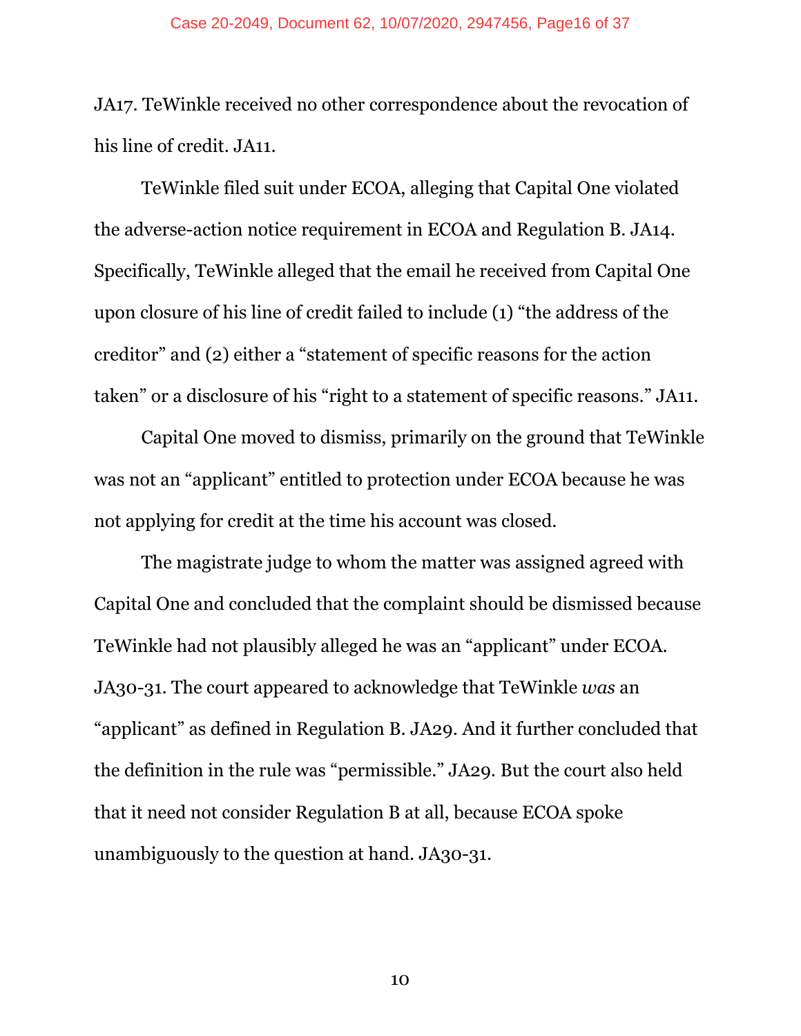JA17. TeWinkle received no other correspondence about the revocation of his line of credit. JA11.

TeWinkle filed suit under ECOA, alleging that Capital One violated the adverse-action notice requirement in ECOA and Regulation B. JA14. Specifically, TeWinkle alleged that the email he received from Capital One upon closure of his line of credit failed to include (1) "the address of the creditor" and (2) either a "statement of specific reasons for the action taken" or a disclosure of his "right to a statement of specific reasons." JA11.

Capital One moved to dismiss, primarily on the ground that TeWinkle was not an "applicant" entitled to protection under ECOA because he was not applying for credit at the time his account was closed.

The magistrate judge to whom the matter was assigned agreed with Capital One and concluded that the complaint should be dismissed because TeWinkle had not plausibly alleged he was an "applicant" under ECOA. JA30-31. The court appeared to acknowledge that TeWinkle *was* an "applicant" as defined in Regulation B. JA29. And it further concluded that the definition in the rule was "permissible." JA29. But the court also held that it need not consider Regulation B at all, because ECOA spoke unambiguously to the question at hand. JA30-31.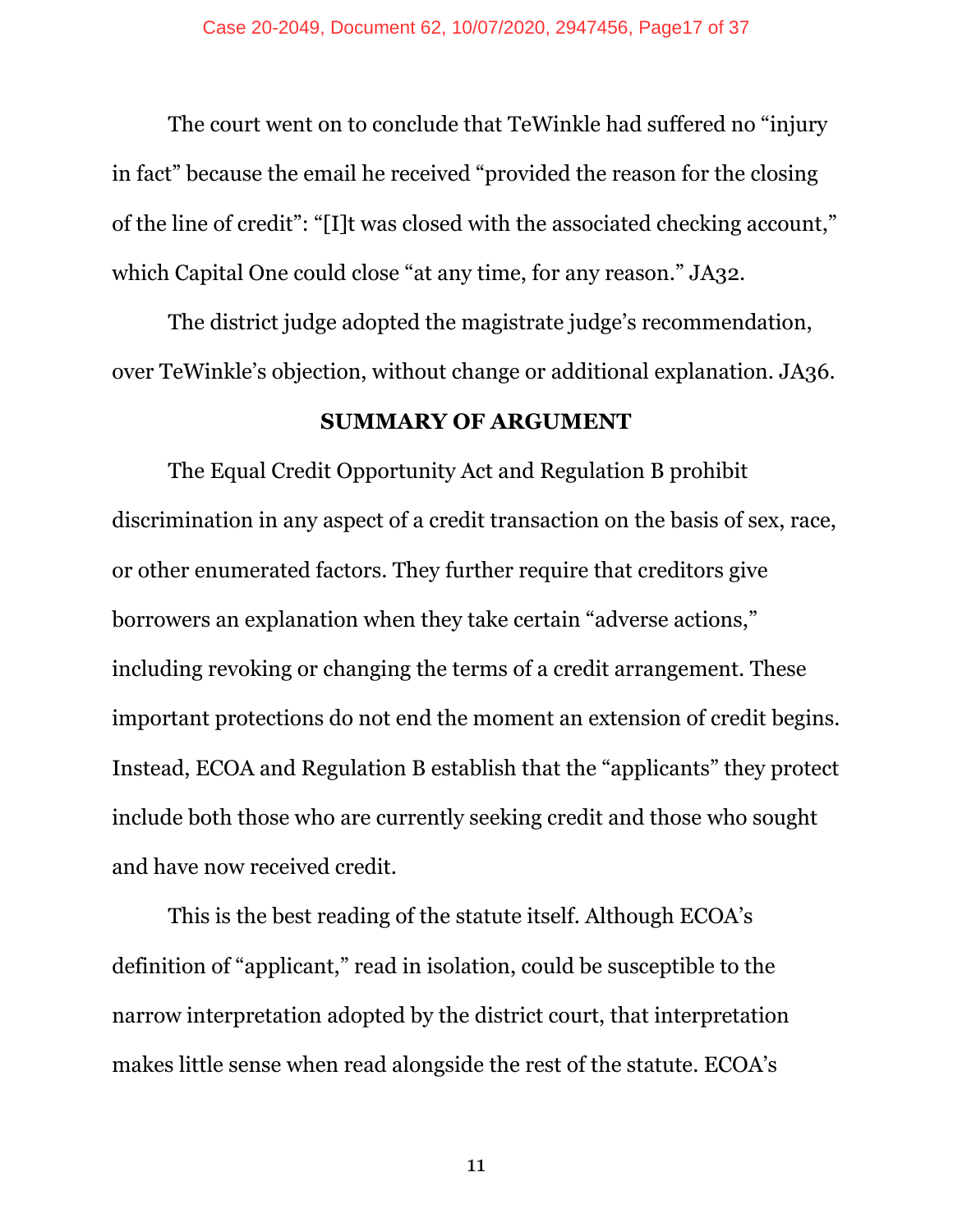The court went on to conclude that TeWinkle had suffered no "injury in fact" because the email he received "provided the reason for the closing of the line of credit": "[I]t was closed with the associated checking account," which Capital One could close "at any time, for any reason." JA32.

The district judge adopted the magistrate judge's recommendation, over TeWinkle's objection, without change or additional explanation. JA36.

## SUMMARY OF ARGUMENT

The Equal Credit Opportunity Act and Regulation B prohibit discrimination in any aspect of a credit transaction on the basis of sex, race, or other enumerated factors. They further require that creditors give borrowers an explanation when they take certain "adverse actions," including revoking or changing the terms of a credit arrangement. These important protections do not end the moment an extension of credit begins. Instead, ECOA and Regulation B establish that the "applicants" they protect include both those who are currently seeking credit and those who sought and have now received credit.

This is the best reading of the statute itself. Although ECOA's definition of "applicant," read in isolation, could be susceptible to the narrow interpretation adopted by the district court, that interpretation makes little sense when read alongside the rest of the statute. ECOA's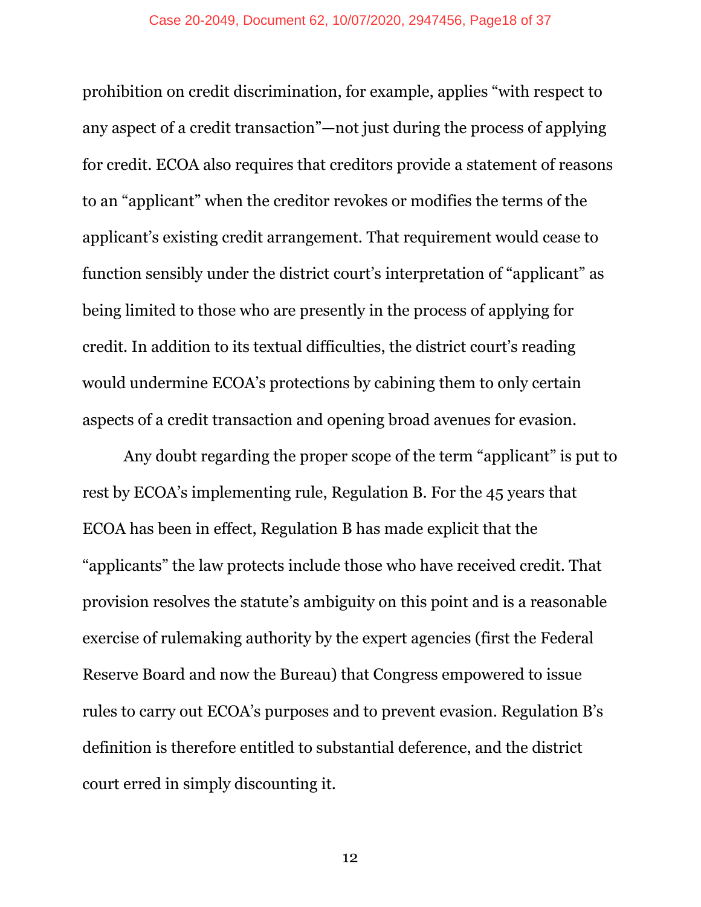prohibition on credit discrimination, for example, applies "with respect to any aspect of a credit transaction"—not just during the process of applying for credit. ECOA also requires that creditors provide a statement of reasons to an "applicant" when the creditor revokes or modifies the terms of the applicant's existing credit arrangement. That requirement would cease to function sensibly under the district court's interpretation of "applicant" as being limited to those who are presently in the process of applying for credit. In addition to its textual difficulties, the district court's reading would undermine ECOA's protections by cabining them to only certain aspects of a credit transaction and opening broad avenues for evasion.

Any doubt regarding the proper scope of the term "applicant" is put to rest by ECOA's implementing rule, Regulation B. For the 45 years that ECOA has been in effect, Regulation B has made explicit that the "applicants" the law protects include those who have received credit. That provision resolves the statute's ambiguity on this point and is a reasonable exercise of rulemaking authority by the expert agencies (first the Federal Reserve Board and now the Bureau) that Congress empowered to issue rules to carry out ECOA's purposes and to prevent evasion. Regulation B's definition is therefore entitled to substantial deference, and the district court erred in simply discounting it.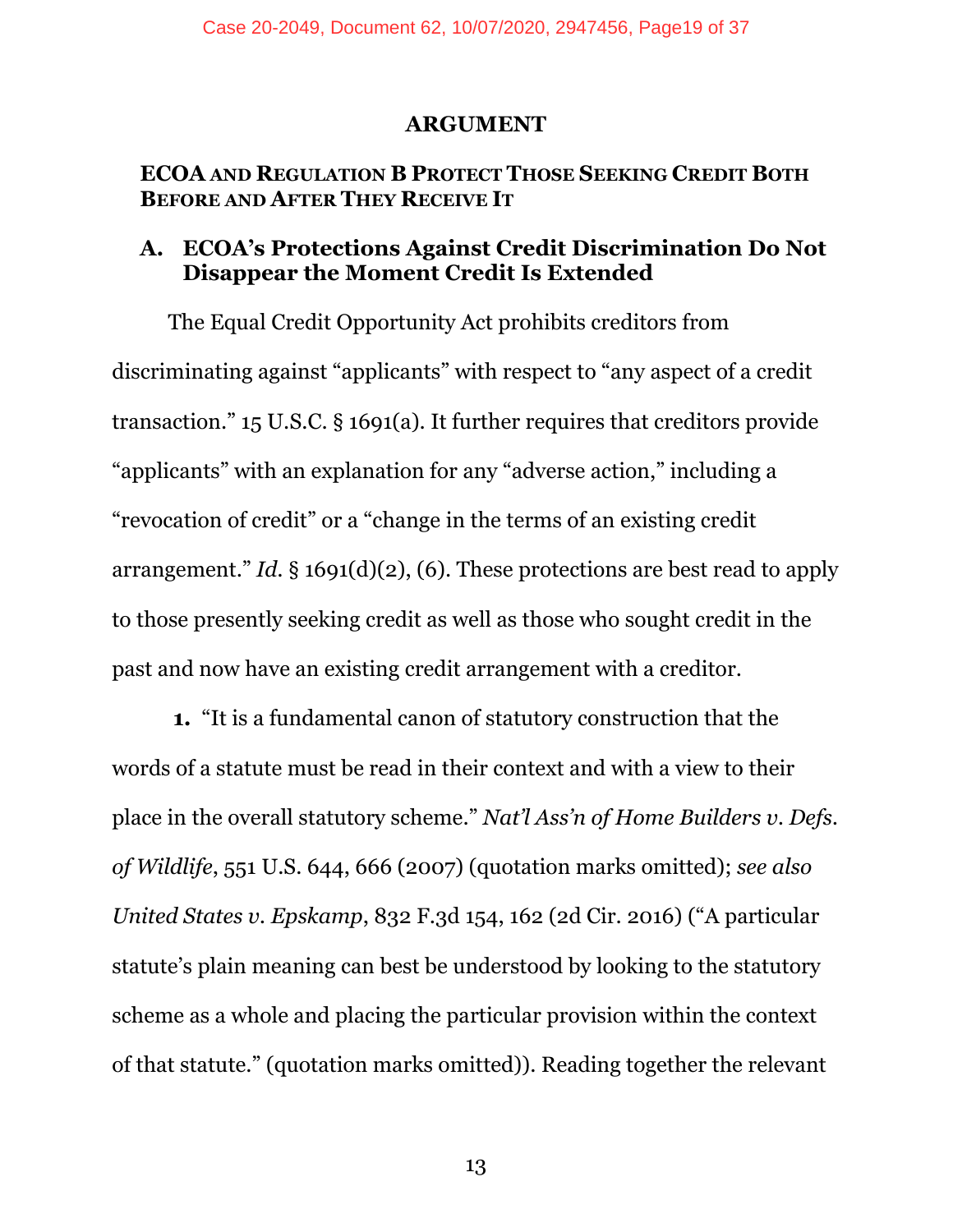## ARGUMENT

### ECOA AND REGULATION B PROTECT THOSE SEEKING CREDIT BOTH BEFORE AND AFTER THEY RECEIVE IT

### A. ECOA's Protections Against Credit Discrimination Do Not Disappear the Moment Credit Is Extended

The Equal Credit Opportunity Act prohibits creditors from discriminating against "applicants" with respect to "any aspect of a credit transaction." 15 U.S.C. § 1691(a). It further requires that creditors provide "applicants" with an explanation for any "adverse action," including a "revocation of credit" or a "change in the terms of an existing credit arrangement." *Id.* § 1691(d)(2), (6). These protections are best read to apply to those presently seeking credit as well as those who sought credit in the past and now have an existing credit arrangement with a creditor.

**1.** "It is a fundamental canon of statutory construction that the words of a statute must be read in their context and with a view to their place in the overall statutory scheme." *Nat'l Ass'n of Home Builders v. Defs. of Wildlife*, 551 U.S. 644, 666 (2007) (quotation marks omitted); *see also United States v. Epskamp*, 832 F.3d 154, 162 (2d Cir. 2016) ("A particular statute's plain meaning can best be understood by looking to the statutory scheme as a whole and placing the particular provision within the context of that statute." (quotation marks omitted)). Reading together the relevant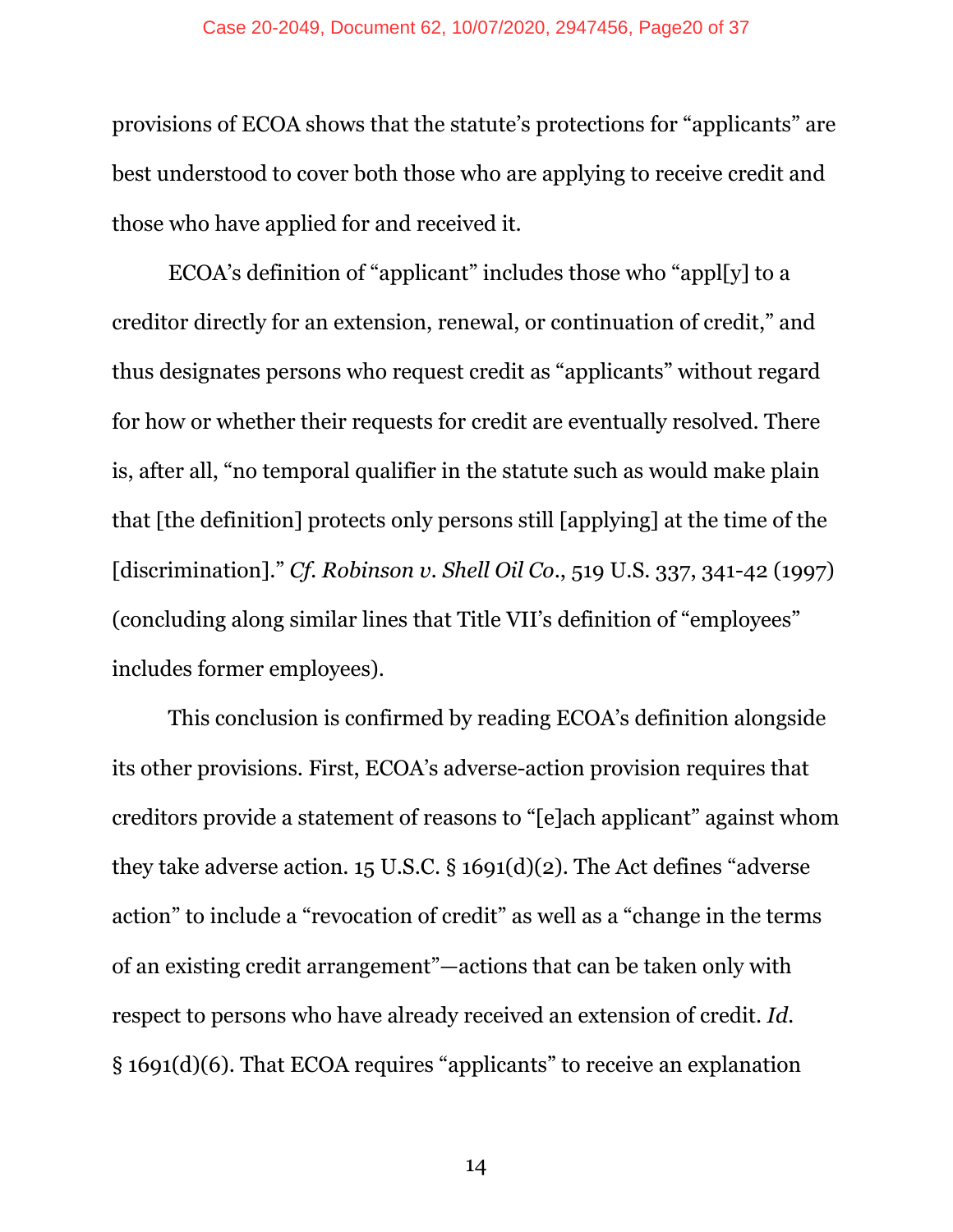provisions of ECOA shows that the statute's protections for "applicants" are best understood to cover both those who are applying to receive credit and those who have applied for and received it.

ECOA's definition of "applicant" includes those who "appl[y] to a creditor directly for an extension, renewal, or continuation of credit," and thus designates persons who request credit as "applicants" without regard for how or whether their requests for credit are eventually resolved. There is, after all, "no temporal qualifier in the statute such as would make plain that [the definition] protects only persons still [applying] at the time of the [discrimination]." *Cf. Robinson v. Shell Oil Co.*, 519 U.S. 337, 341-42 (1997) (concluding along similar lines that Title VII's definition of "employees" includes former employees).

This conclusion is confirmed by reading ECOA's definition alongside its other provisions. First, ECOA's adverse-action provision requires that creditors provide a statement of reasons to "[e]ach applicant" against whom they take adverse action. 15 U.S.C. § 1691(d)(2). The Act defines "adverse action" to include a "revocation of credit" as well as a "change in the terms of an existing credit arrangement"—actions that can be taken only with respect to persons who have already received an extension of credit. *Id.* § 1691(d)(6). That ECOA requires "applicants" to receive an explanation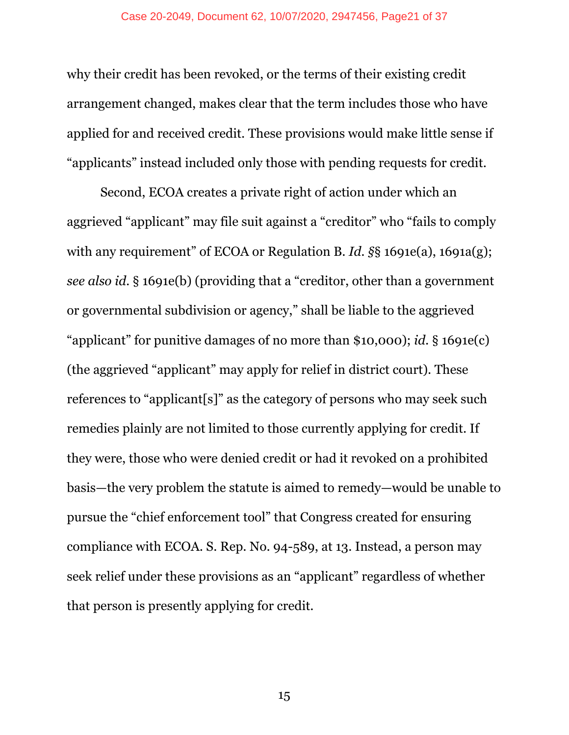why their credit has been revoked, or the terms of their existing credit arrangement changed, makes clear that the term includes those who have applied for and received credit. These provisions would make little sense if "applicants" instead included only those with pending requests for credit.

Second, ECOA creates a private right of action under which an aggrieved "applicant" may file suit against a "creditor" who "fails to comply with any requirement" of ECOA or Regulation B. *Id.* §§ 1691e(a), 1691a(g); *see also id.* § 1691e(b) (providing that a "creditor, other than a government or governmental subdivision or agency," shall be liable to the aggrieved "applicant" for punitive damages of no more than $10,000); *id.* § 1691e(c) (the aggrieved "applicant" may apply for relief in district court). These references to "applicant[s]" as the category of persons who may seek such remedies plainly are not limited to those currently applying for credit. If they were, those who were denied credit or had it revoked on a prohibited basis—the very problem the statute is aimed to remedy—would be unable to pursue the "chief enforcement tool" that Congress created for ensuring compliance with ECOA. S. Rep. No. 94-589, at 13. Instead, a person may seek relief under these provisions as an "applicant" regardless of whether that person is presently applying for credit.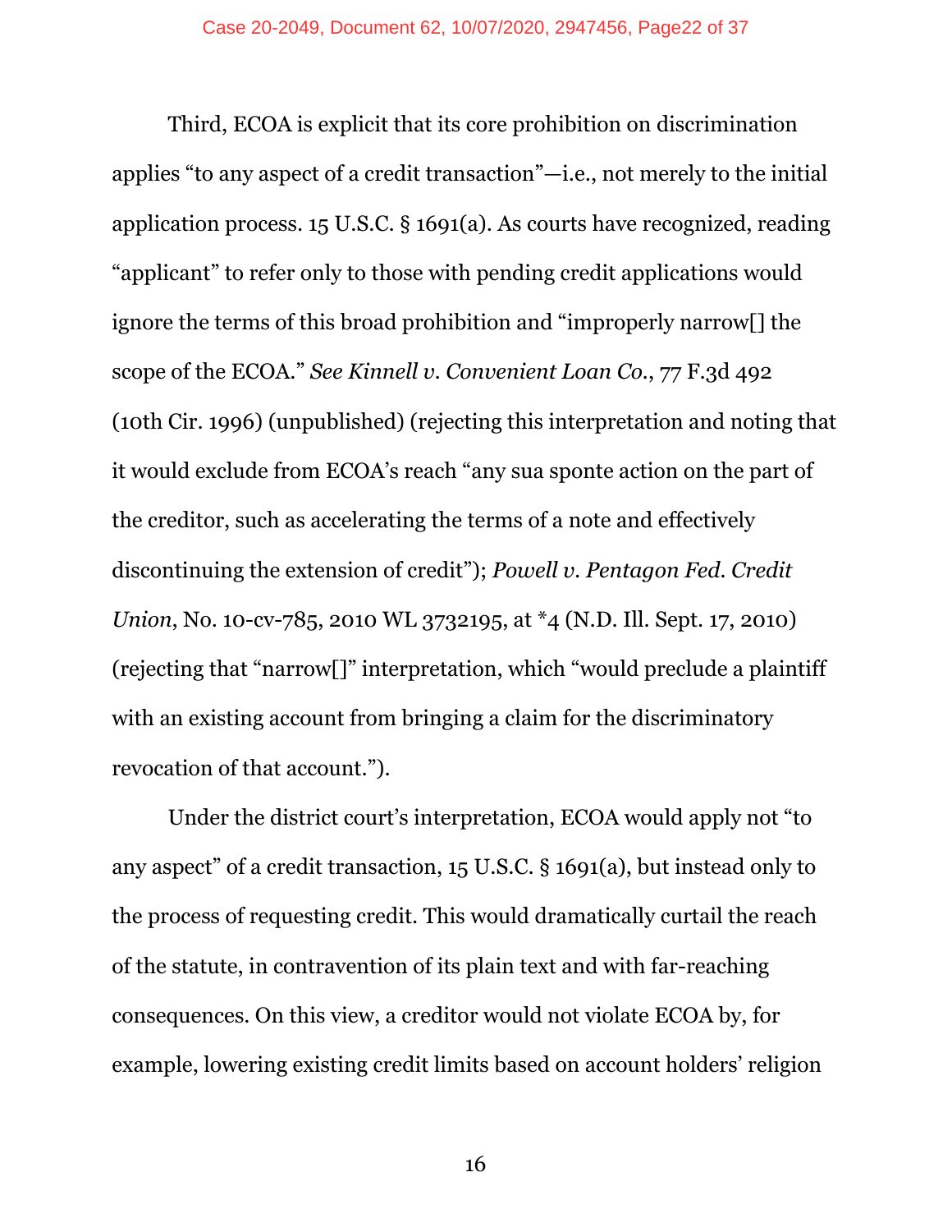Third, ECOA is explicit that its core prohibition on discrimination applies "to any aspect of a credit transaction"—i.e., not merely to the initial application process. 15 U.S.C. § 1691(a). As courts have recognized, reading "applicant" to refer only to those with pending credit applications would ignore the terms of this broad prohibition and "improperly narrow[] the scope of the ECOA." *See Kinnell v. Convenient Loan Co.*, 77 F.3d 492 (10th Cir. 1996) (unpublished) (rejecting this interpretation and noting that it would exclude from ECOA's reach "any sua sponte action on the part of the creditor, such as accelerating the terms of a note and effectively discontinuing the extension of credit"); *Powell v. Pentagon Fed. Credit Union*, No. 10-cv-785, 2010 WL 3732195, at *4 (N.D. Ill. Sept. 17, 2010) (rejecting that "narrow[]" interpretation, which "would preclude a plaintiff with an existing account from bringing a claim for the discriminatory revocation of that account.").

Under the district court's interpretation, ECOA would apply not "to any aspect" of a credit transaction, 15 U.S.C. § 1691(a), but instead only to the process of requesting credit. This would dramatically curtail the reach of the statute, in contravention of its plain text and with far-reaching consequences. On this view, a creditor would not violate ECOA by, for example, lowering existing credit limits based on account holders' religion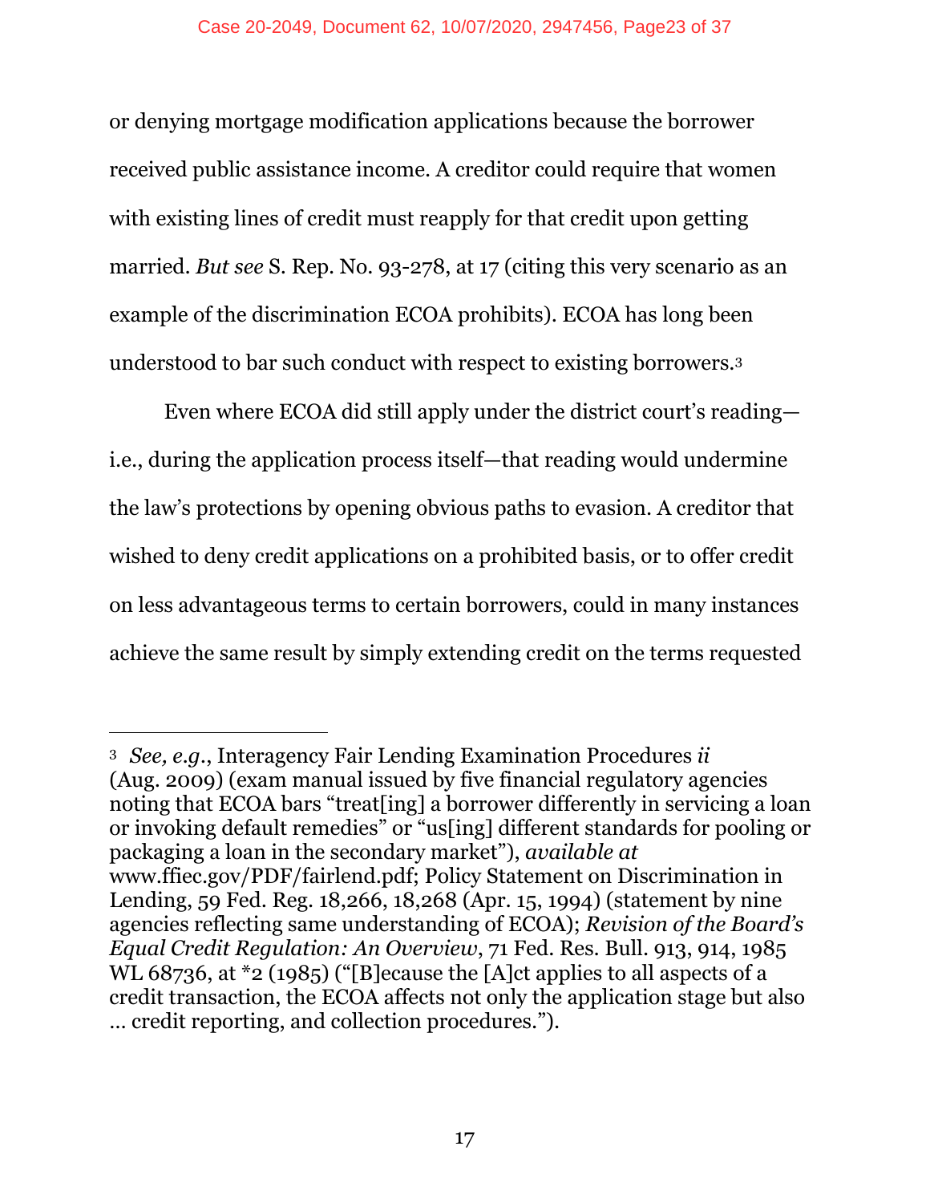or denying mortgage modification applications because the borrower received public assistance income. A creditor could require that women with existing lines of credit must reapply for that credit upon getting married. *But see* S. Rep. No. 93-278, at 17 (citing this very scenario as an example of the discrimination ECOA prohibits). ECOA has long been understood to bar such conduct with respect to existing borrowers.[3]

Even where ECOA did still apply under the district court's reading—i.e., during the application process itself—that reading would undermine the law's protections by opening obvious paths to evasion. A creditor that wished to deny credit applications on a prohibited basis, or to offer credit on less advantageous terms to certain borrowers, could in many instances achieve the same result by simply extending credit on the terms requested

---

[3] *See, e.g.*, Interagency Fair Lending Examination Procedures *ii* (Aug. 2009) (exam manual issued by five financial regulatory agencies noting that ECOA bars "treat[ing] a borrower differently in servicing a loan or invoking default remedies" or "us[ing] different standards for pooling or packaging a loan in the secondary market"), *available at* www.ffiec.gov/PDF/fairlend.pdf; Policy Statement on Discrimination in Lending, 59 Fed. Reg. 18,266, 18,268 (Apr. 15, 1994) (statement by nine agencies reflecting same understanding of ECOA); *Revision of the Board's Equal Credit Regulation: An Overview*, 71 Fed. Res. Bull. 913, 914, 1985 WL 68736, at *2 (1985) ("[B]ecause the [A]ct applies to all aspects of a credit transaction, the ECOA affects not only the application stage but also … credit reporting, and collection procedures.").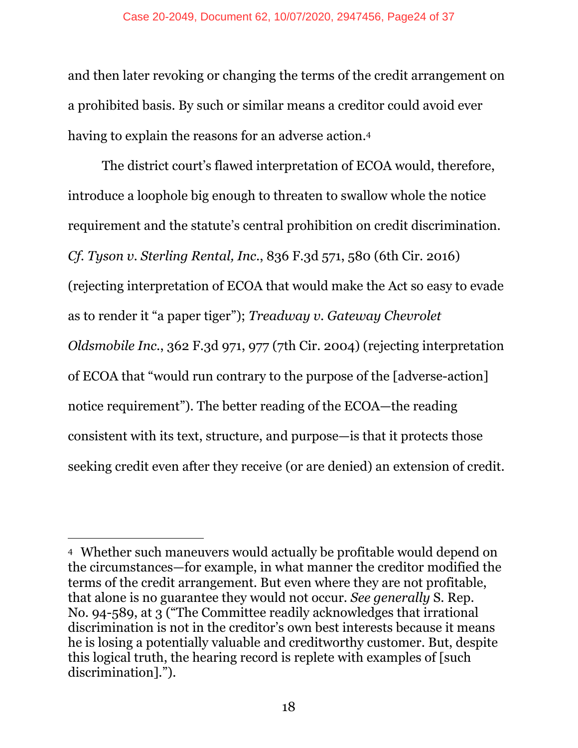and then later revoking or changing the terms of the credit arrangement on a prohibited basis. By such or similar means a creditor could avoid ever having to explain the reasons for an adverse action.[4]

The district court's flawed interpretation of ECOA would, therefore, introduce a loophole big enough to threaten to swallow whole the notice requirement and the statute's central prohibition on credit discrimination. *Cf. Tyson v. Sterling Rental, Inc.*, 836 F.3d 571, 580 (6th Cir. 2016) (rejecting interpretation of ECOA that would make the Act so easy to evade as to render it "a paper tiger"); *Treadway v. Gateway Chevrolet Oldsmobile Inc.*, 362 F.3d 971, 977 (7th Cir. 2004) (rejecting interpretation of ECOA that "would run contrary to the purpose of the [adverse-action] notice requirement"). The better reading of the ECOA—the reading consistent with its text, structure, and purpose—is that it protects those seeking credit even after they receive (or are denied) an extension of credit.

---

[4] Whether such maneuvers would actually be profitable would depend on the circumstances—for example, in what manner the creditor modified the terms of the credit arrangement. But even where they are not profitable, that alone is no guarantee they would not occur. *See generally* S. Rep. No. 94-589, at 3 ("The Committee readily acknowledges that irrational discrimination is not in the creditor's own best interests because it means he is losing a potentially valuable and creditworthy customer. But, despite this logical truth, the hearing record is replete with examples of [such discrimination].").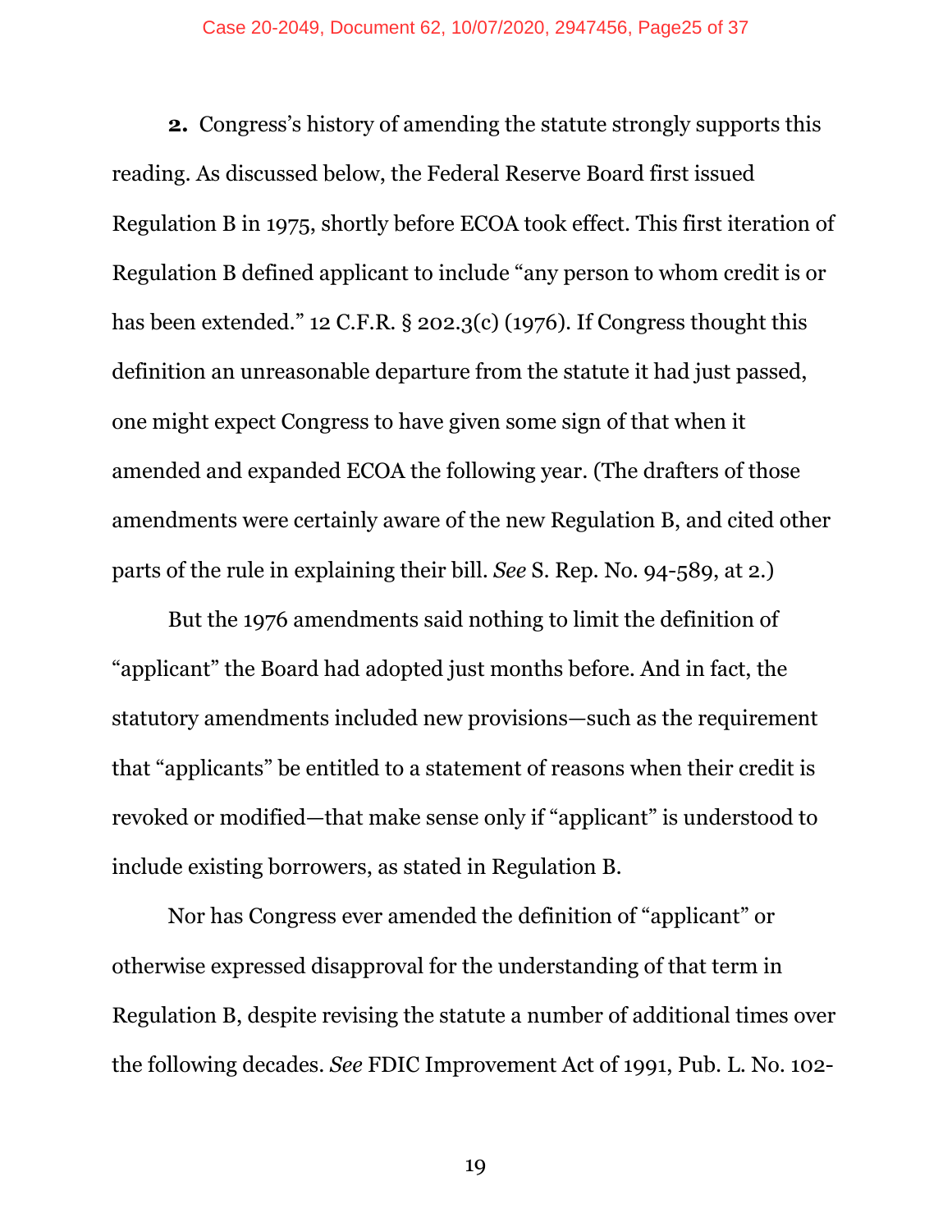**2.** Congress's history of amending the statute strongly supports this reading. As discussed below, the Federal Reserve Board first issued Regulation B in 1975, shortly before ECOA took effect. This first iteration of Regulation B defined applicant to include "any person to whom credit is or has been extended." 12 C.F.R. § 202.3(c) (1976). If Congress thought this definition an unreasonable departure from the statute it had just passed, one might expect Congress to have given some sign of that when it amended and expanded ECOA the following year. (The drafters of those amendments were certainly aware of the new Regulation B, and cited other parts of the rule in explaining their bill. *See* S. Rep. No. 94-589, at 2.)

But the 1976 amendments said nothing to limit the definition of "applicant" the Board had adopted just months before. And in fact, the statutory amendments included new provisions—such as the requirement that "applicants" be entitled to a statement of reasons when their credit is revoked or modified—that make sense only if "applicant" is understood to include existing borrowers, as stated in Regulation B.

Nor has Congress ever amended the definition of "applicant" or otherwise expressed disapproval for the understanding of that term in Regulation B, despite revising the statute a number of additional times over the following decades. *See* FDIC Improvement Act of 1991, Pub. L. No. 102-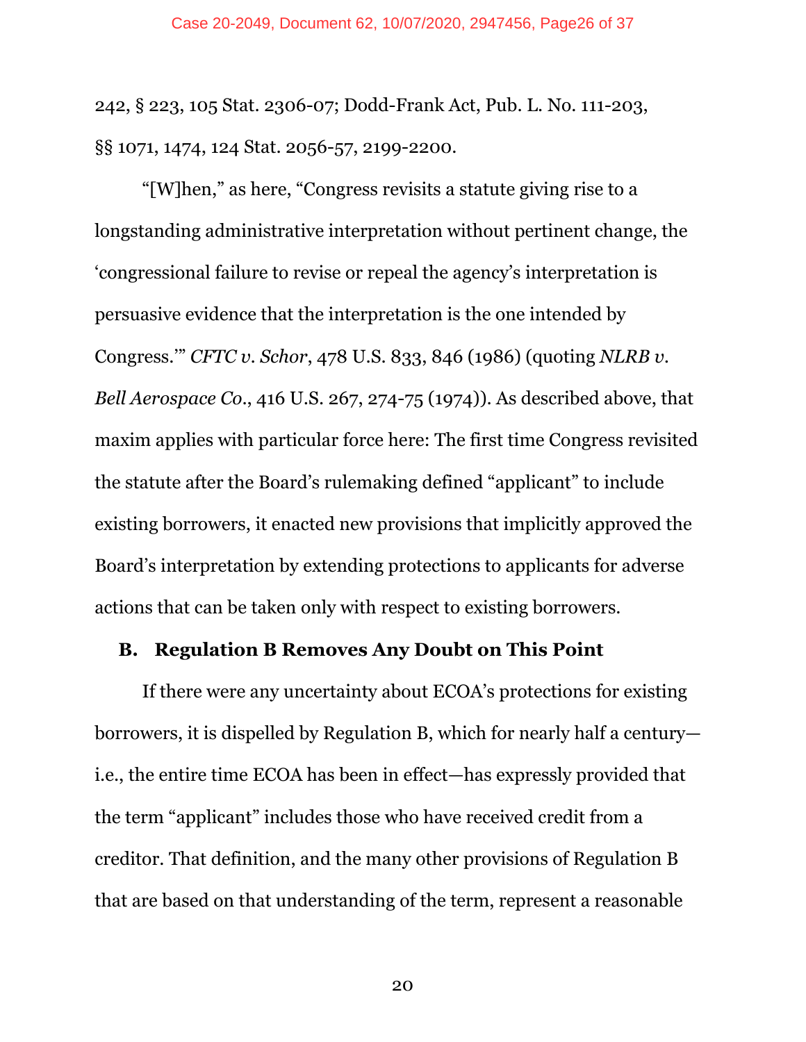242, § 223, 105 Stat. 2306-07; Dodd-Frank Act, Pub. L. No. 111-203, §§ 1071, 1474, 124 Stat. 2056-57, 2199-2200.

"[W]hen," as here, "Congress revisits a statute giving rise to a longstanding administrative interpretation without pertinent change, the 'congressional failure to revise or repeal the agency's interpretation is persuasive evidence that the interpretation is the one intended by Congress.'" *CFTC v. Schor*, 478 U.S. 833, 846 (1986) (quoting *NLRB v. Bell Aerospace Co.*, 416 U.S. 267, 274-75 (1974)). As described above, that maxim applies with particular force here: The first time Congress revisited the statute after the Board's rulemaking defined "applicant" to include existing borrowers, it enacted new provisions that implicitly approved the Board's interpretation by extending protections to applicants for adverse actions that can be taken only with respect to existing borrowers.

### B. Regulation B Removes Any Doubt on This Point

If there were any uncertainty about ECOA's protections for existing borrowers, it is dispelled by Regulation B, which for nearly half a century—i.e., the entire time ECOA has been in effect—has expressly provided that the term "applicant" includes those who have received credit from a creditor. That definition, and the many other provisions of Regulation B that are based on that understanding of the term, represent a reasonable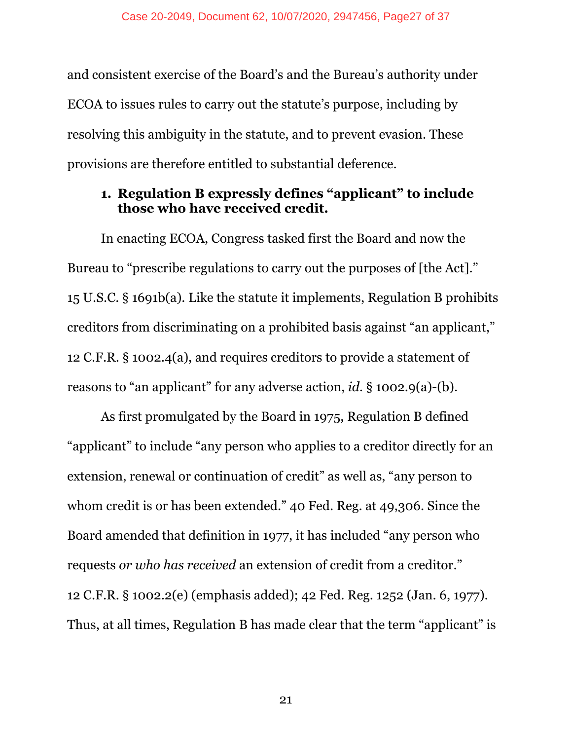and consistent exercise of the Board's and the Bureau's authority under ECOA to issues rules to carry out the statute's purpose, including by resolving this ambiguity in the statute, and to prevent evasion. These provisions are therefore entitled to substantial deference.

### 1. Regulation B expressly defines "applicant" to include those who have received credit.

In enacting ECOA, Congress tasked first the Board and now the Bureau to "prescribe regulations to carry out the purposes of [the Act]." 15 U.S.C. § 1691b(a). Like the statute it implements, Regulation B prohibits creditors from discriminating on a prohibited basis against "an applicant," 12 C.F.R. § 1002.4(a), and requires creditors to provide a statement of reasons to "an applicant" for any adverse action, *id.* § 1002.9(a)-(b).

As first promulgated by the Board in 1975, Regulation B defined "applicant" to include "any person who applies to a creditor directly for an extension, renewal or continuation of credit" as well as, "any person to whom credit is or has been extended." 40 Fed. Reg. at 49,306. Since the Board amended that definition in 1977, it has included "any person who requests *or who has received* an extension of credit from a creditor." 12 C.F.R. § 1002.2(e) (emphasis added); 42 Fed. Reg. 1252 (Jan. 6, 1977). Thus, at all times, Regulation B has made clear that the term "applicant" is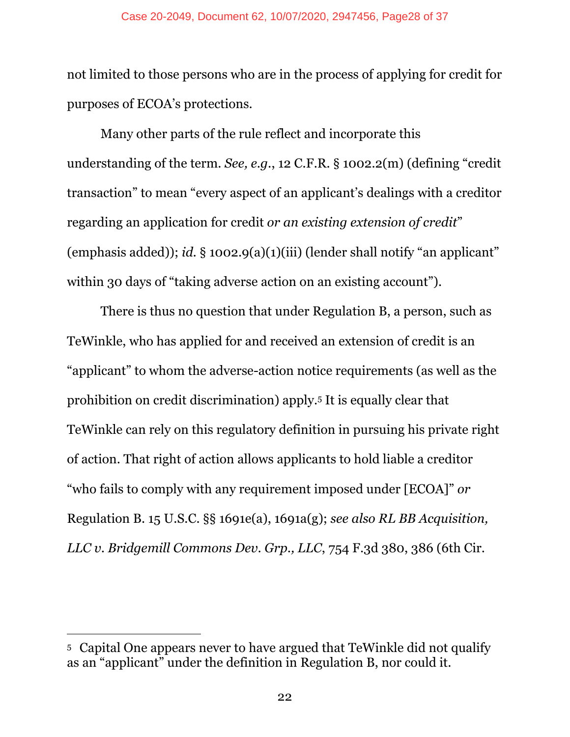not limited to those persons who are in the process of applying for credit for purposes of ECOA's protections.

Many other parts of the rule reflect and incorporate this understanding of the term. *See, e.g.*, 12 C.F.R. § 1002.2(m) (defining "credit transaction" to mean "every aspect of an applicant's dealings with a creditor regarding an application for credit *or an existing extension of credit*" (emphasis added)); *id.* § 1002.9(a)(1)(iii) (lender shall notify "an applicant" within 30 days of "taking adverse action on an existing account").

There is thus no question that under Regulation B, a person, such as TeWinkle, who has applied for and received an extension of credit is an "applicant" to whom the adverse-action notice requirements (as well as the prohibition on credit discrimination) apply.[5] It is equally clear that TeWinkle can rely on this regulatory definition in pursuing his private right of action. That right of action allows applicants to hold liable a creditor "who fails to comply with any requirement imposed under [ECOA]" *or* Regulation B. 15 U.S.C. §§ 1691e(a), 1691a(g); *see also RL BB Acquisition, LLC v. Bridgemill Commons Dev. Grp., LLC*, 754 F.3d 380, 386 (6th Cir.

---

[5] Capital One appears never to have argued that TeWinkle did not qualify as an "applicant" under the definition in Regulation B, nor could it.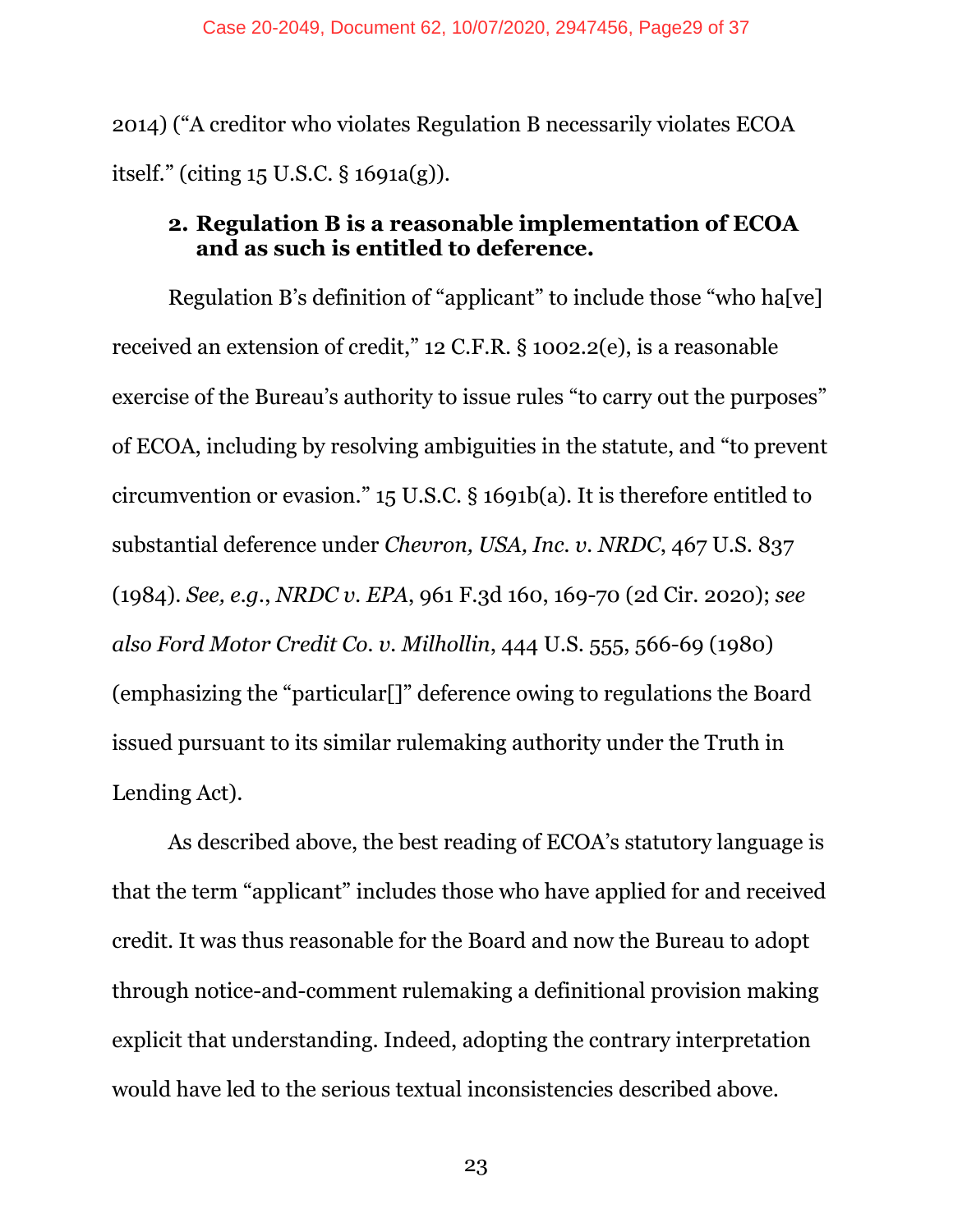2014) ("A creditor who violates Regulation B necessarily violates ECOA itself." (citing 15 U.S.C. § 1691a(g)).

### 2. Regulation B is a reasonable implementation of ECOA and as such is entitled to deference.

Regulation B's definition of "applicant" to include those "who ha[ve] received an extension of credit," 12 C.F.R. § 1002.2(e), is a reasonable exercise of the Bureau's authority to issue rules "to carry out the purposes" of ECOA, including by resolving ambiguities in the statute, and "to prevent circumvention or evasion." 15 U.S.C. § 1691b(a). It is therefore entitled to substantial deference under *Chevron, USA, Inc. v. NRDC*, 467 U.S. 837 (1984). *See, e.g.*, *NRDC v. EPA*, 961 F.3d 160, 169-70 (2d Cir. 2020); *see also Ford Motor Credit Co. v. Milhollin*, 444 U.S. 555, 566-69 (1980) (emphasizing the "particular[]" deference owing to regulations the Board issued pursuant to its similar rulemaking authority under the Truth in Lending Act).

As described above, the best reading of ECOA's statutory language is that the term "applicant" includes those who have applied for and received credit. It was thus reasonable for the Board and now the Bureau to adopt through notice-and-comment rulemaking a definitional provision making explicit that understanding. Indeed, adopting the contrary interpretation would have led to the serious textual inconsistencies described above.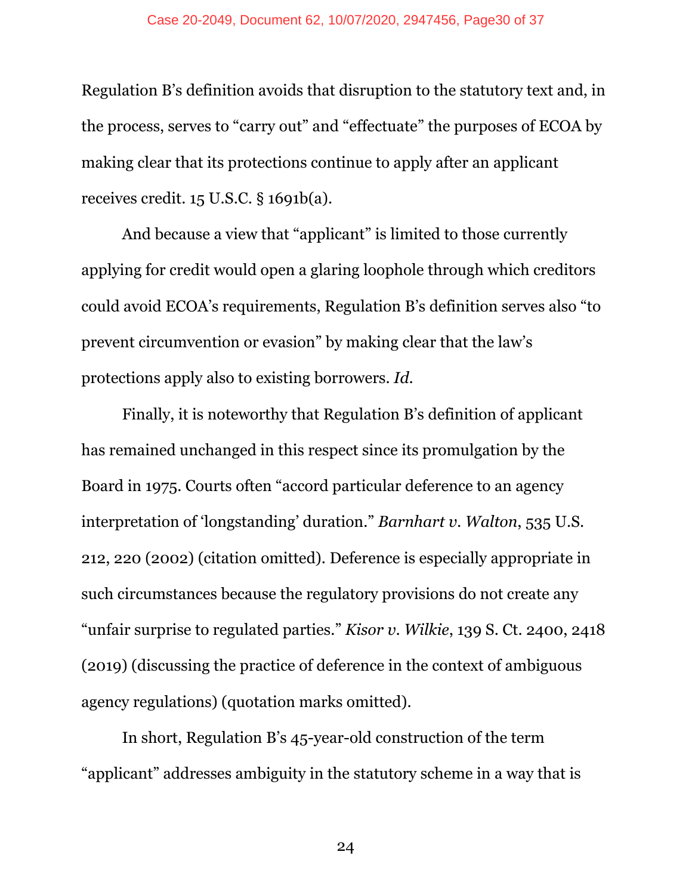Regulation B's definition avoids that disruption to the statutory text and, in the process, serves to "carry out" and "effectuate" the purposes of ECOA by making clear that its protections continue to apply after an applicant receives credit. 15 U.S.C. § 1691b(a).

And because a view that "applicant" is limited to those currently applying for credit would open a glaring loophole through which creditors could avoid ECOA's requirements, Regulation B's definition serves also "to prevent circumvention or evasion" by making clear that the law's protections apply also to existing borrowers. *Id.*

Finally, it is noteworthy that Regulation B's definition of applicant has remained unchanged in this respect since its promulgation by the Board in 1975. Courts often "accord particular deference to an agency interpretation of 'longstanding' duration." *Barnhart v. Walton*, 535 U.S. 212, 220 (2002) (citation omitted). Deference is especially appropriate in such circumstances because the regulatory provisions do not create any "unfair surprise to regulated parties." *Kisor v. Wilkie*, 139 S. Ct. 2400, 2418 (2019) (discussing the practice of deference in the context of ambiguous agency regulations) (quotation marks omitted).

In short, Regulation B's 45-year-old construction of the term "applicant" addresses ambiguity in the statutory scheme in a way that is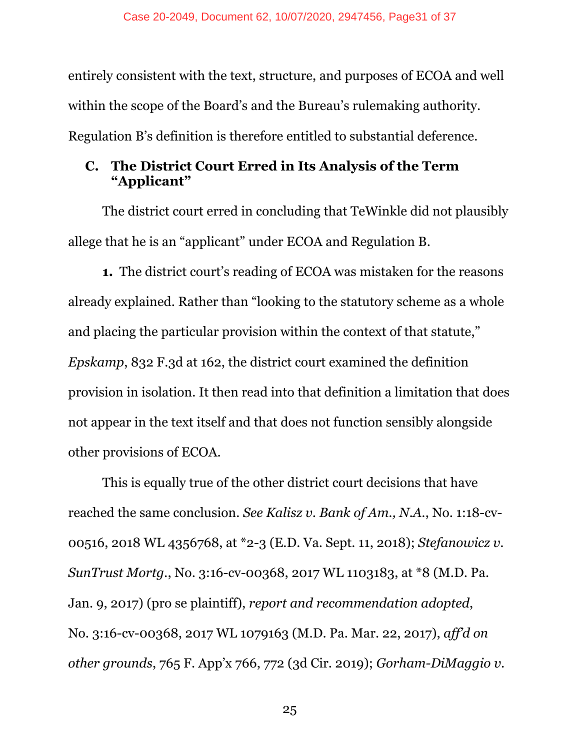entirely consistent with the text, structure, and purposes of ECOA and well within the scope of the Board's and the Bureau's rulemaking authority. Regulation B's definition is therefore entitled to substantial deference.

### C. The District Court Erred in Its Analysis of the Term "Applicant"

The district court erred in concluding that TeWinkle did not plausibly allege that he is an "applicant" under ECOA and Regulation B.

**1.** The district court's reading of ECOA was mistaken for the reasons already explained. Rather than "looking to the statutory scheme as a whole and placing the particular provision within the context of that statute," *Epskamp*, 832 F.3d at 162, the district court examined the definition provision in isolation. It then read into that definition a limitation that does not appear in the text itself and that does not function sensibly alongside other provisions of ECOA.

This is equally true of the other district court decisions that have reached the same conclusion. *See Kalisz v. Bank of Am., N.A.*, No. 1:18-cv-00516, 2018 WL 4356768, at *2-3 (E.D. Va. Sept. 11, 2018); *Stefanowicz v. SunTrust Mortg.*, No. 3:16-cv-00368, 2017 WL 1103183, at *8 (M.D. Pa. Jan. 9, 2017) (pro se plaintiff), *report and recommendation adopted*, No. 3:16-cv-00368, 2017 WL 1079163 (M.D. Pa. Mar. 22, 2017), *aff'd on other grounds*, 765 F. App'x 766, 772 (3d Cir. 2019); *Gorham-DiMaggio v.*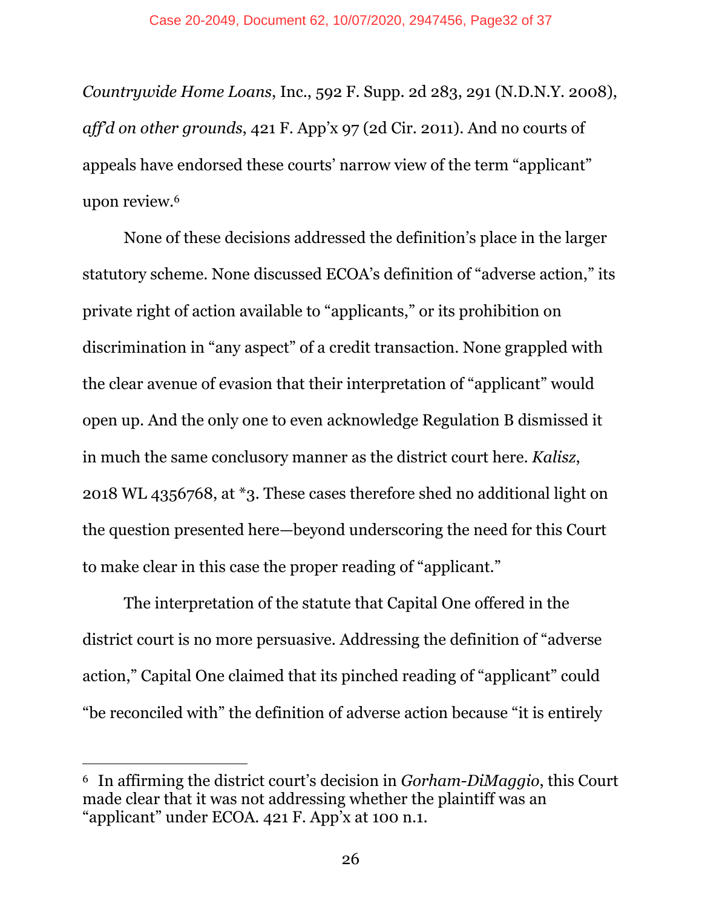*Countrywide Home Loans*, Inc., 592 F. Supp. 2d 283, 291 (N.D.N.Y. 2008), *aff'd on other grounds*, 421 F. App'x 97 (2d Cir. 2011). And no courts of appeals have endorsed these courts' narrow view of the term "applicant" upon review.[6]

None of these decisions addressed the definition's place in the larger statutory scheme. None discussed ECOA's definition of "adverse action," its private right of action available to "applicants," or its prohibition on discrimination in "any aspect" of a credit transaction. None grappled with the clear avenue of evasion that their interpretation of "applicant" would open up. And the only one to even acknowledge Regulation B dismissed it in much the same conclusory manner as the district court here. *Kalisz*, 2018 WL 4356768, at *3. These cases therefore shed no additional light on the question presented here—beyond underscoring the need for this Court to make clear in this case the proper reading of "applicant."

The interpretation of the statute that Capital One offered in the district court is no more persuasive. Addressing the definition of "adverse action," Capital One claimed that its pinched reading of "applicant" could "be reconciled with" the definition of adverse action because "it is entirely

---

[6] In affirming the district court's decision in *Gorham-DiMaggio*, this Court made clear that it was not addressing whether the plaintiff was an "applicant" under ECOA. 421 F. App'x at 100 n.1.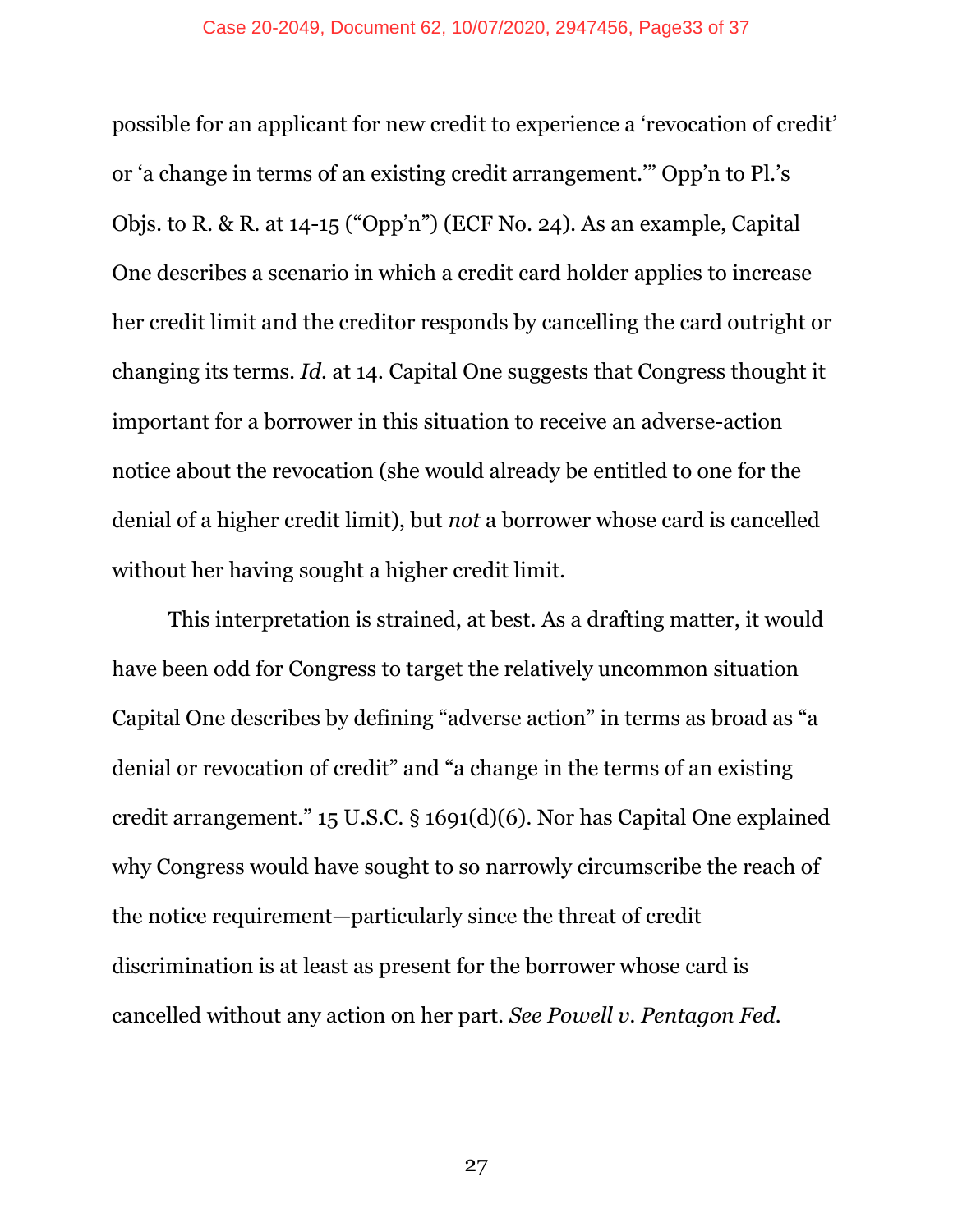possible for an applicant for new credit to experience a 'revocation of credit' or 'a change in terms of an existing credit arrangement.'" Opp'n to Pl.'s Objs. to R. & R. at 14-15 ("Opp'n") (ECF No. 24). As an example, Capital One describes a scenario in which a credit card holder applies to increase her credit limit and the creditor responds by cancelling the card outright or changing its terms. *Id.* at 14. Capital One suggests that Congress thought it important for a borrower in this situation to receive an adverse-action notice about the revocation (she would already be entitled to one for the denial of a higher credit limit), but *not* a borrower whose card is cancelled without her having sought a higher credit limit.

This interpretation is strained, at best. As a drafting matter, it would have been odd for Congress to target the relatively uncommon situation Capital One describes by defining "adverse action" in terms as broad as "a denial or revocation of credit" and "a change in the terms of an existing credit arrangement." 15 U.S.C. § 1691(d)(6). Nor has Capital One explained why Congress would have sought to so narrowly circumscribe the reach of the notice requirement—particularly since the threat of credit discrimination is at least as present for the borrower whose card is cancelled without any action on her part. *See Powell v. Pentagon Fed.*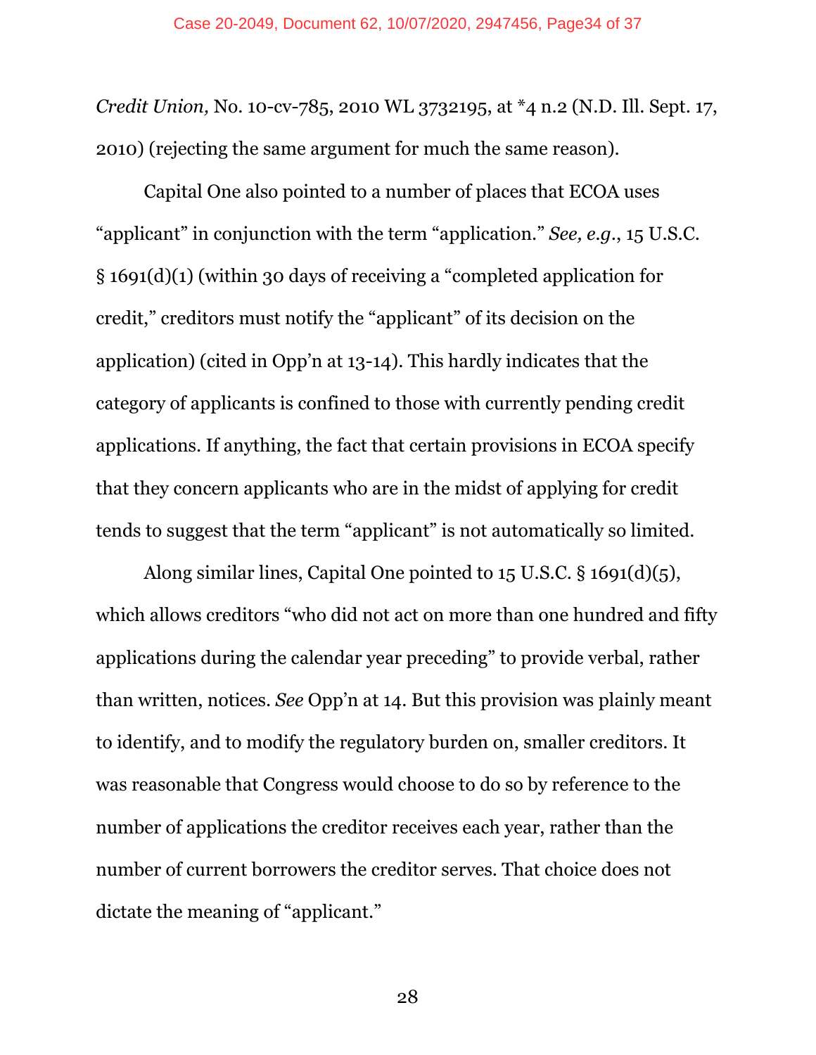*Credit Union,* No. 10-cv-785, 2010 WL 3732195, at *4 n.2 (N.D. Ill. Sept. 17, 2010) (rejecting the same argument for much the same reason).

Capital One also pointed to a number of places that ECOA uses "applicant" in conjunction with the term "application." *See, e.g.*, 15 U.S.C. § 1691(d)(1) (within 30 days of receiving a "completed application for credit," creditors must notify the "applicant" of its decision on the application) (cited in Opp'n at 13-14). This hardly indicates that the category of applicants is confined to those with currently pending credit applications. If anything, the fact that certain provisions in ECOA specify that they concern applicants who are in the midst of applying for credit tends to suggest that the term "applicant" is not automatically so limited.

Along similar lines, Capital One pointed to 15 U.S.C. § 1691(d)(5), which allows creditors "who did not act on more than one hundred and fifty applications during the calendar year preceding" to provide verbal, rather than written, notices. *See* Opp'n at 14. But this provision was plainly meant to identify, and to modify the regulatory burden on, smaller creditors. It was reasonable that Congress would choose to do so by reference to the number of applications the creditor receives each year, rather than the number of current borrowers the creditor serves. That choice does not dictate the meaning of "applicant."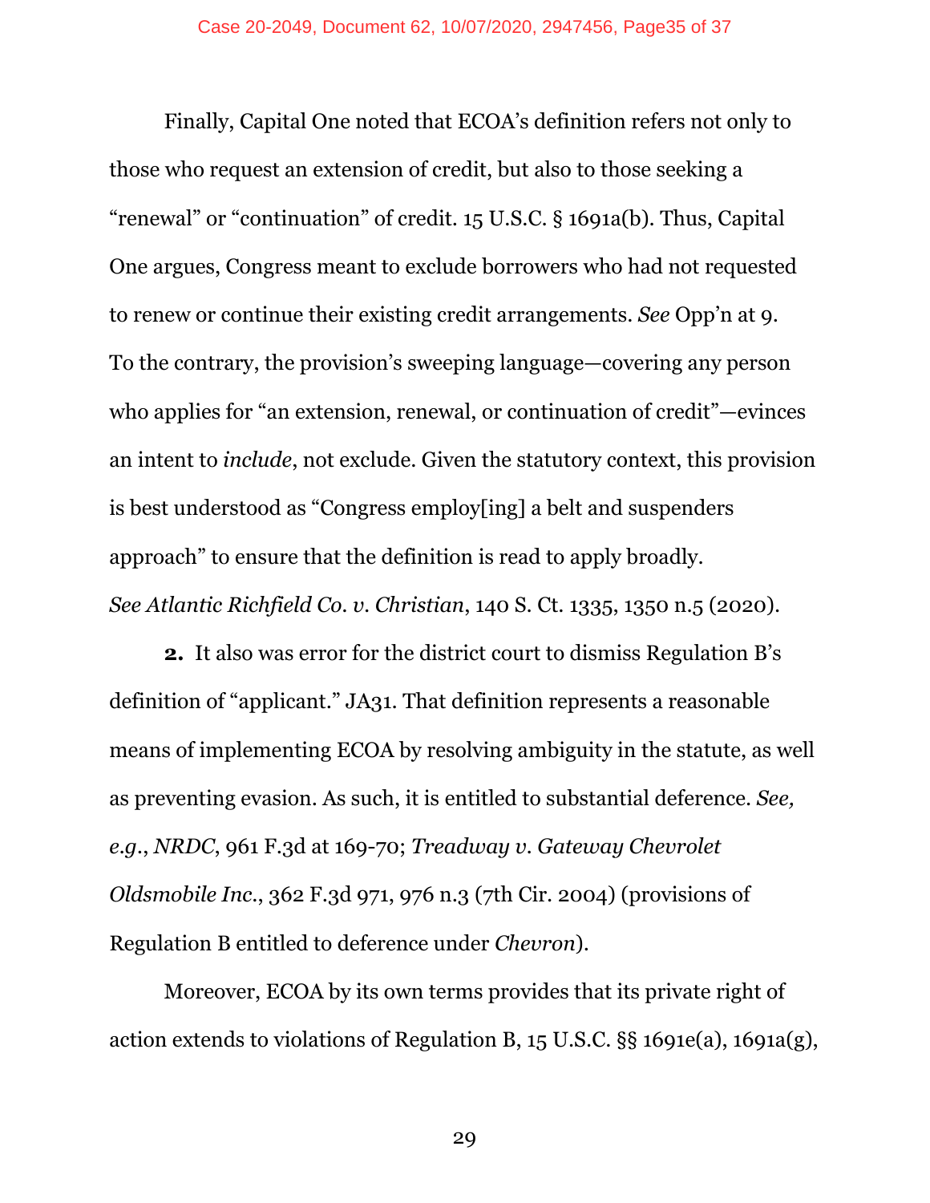Finally, Capital One noted that ECOA's definition refers not only to those who request an extension of credit, but also to those seeking a "renewal" or "continuation" of credit. 15 U.S.C. § 1691a(b). Thus, Capital One argues, Congress meant to exclude borrowers who had not requested to renew or continue their existing credit arrangements. *See* Opp'n at 9. To the contrary, the provision's sweeping language—covering any person who applies for "an extension, renewal, or continuation of credit"—evinces an intent to *include*, not exclude. Given the statutory context, this provision is best understood as "Congress employ[ing] a belt and suspenders approach" to ensure that the definition is read to apply broadly. *See Atlantic Richfield Co. v. Christian*, 140 S. Ct. 1335, 1350 n.5 (2020).

**2.** It also was error for the district court to dismiss Regulation B's definition of "applicant." JA31. That definition represents a reasonable means of implementing ECOA by resolving ambiguity in the statute, as well as preventing evasion. As such, it is entitled to substantial deference. *See, e.g.*, *NRDC*, 961 F.3d at 169-70; *Treadway v. Gateway Chevrolet Oldsmobile Inc.*, 362 F.3d 971, 976 n.3 (7th Cir. 2004) (provisions of Regulation B entitled to deference under *Chevron*).

Moreover, ECOA by its own terms provides that its private right of action extends to violations of Regulation B, 15 U.S.C. §§ 1691e(a), 1691a(g),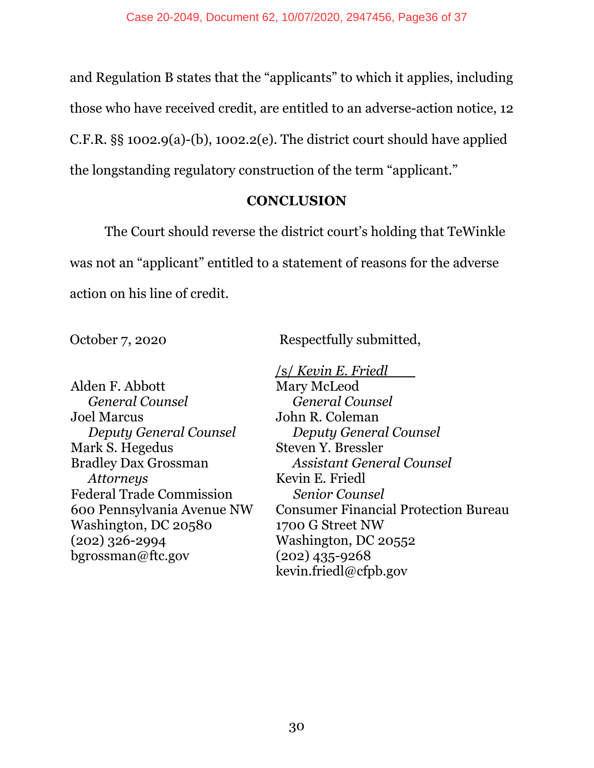and Regulation B states that the "applicants" to which it applies, including those who have received credit, are entitled to an adverse-action notice, 12 C.F.R. §§ 1002.9(a)-(b), 1002.2(e). The district court should have applied the longstanding regulatory construction of the term "applicant."

## CONCLUSION

The Court should reverse the district court's holding that TeWinkle was not an "applicant" entitled to a statement of reasons for the adverse action on his line of credit.

October 7, 2020

Respectfully submitted,

/s/ *Kevin E. Friedl*

Alden F. Abbott
*General Counsel*
Joel Marcus
*Deputy General Counsel*
Mark S. Hegedus
Bradley Dax Grossman
*Attorneys*
Federal Trade Commission
600 Pennsylvania Avenue NW
Washington, DC 20580
(202) 326-2994
bgrossman@ftc.gov

Mary McLeod
*General Counsel*
John R. Coleman
*Deputy General Counsel*
Steven Y. Bressler
*Assistant General Counsel*
Kevin E. Friedl
*Senior Counsel*
Consumer Financial Protection Bureau
1700 G Street NW
Washington, DC 20552
(202) 435-9268
kevin.friedl@cfpb.gov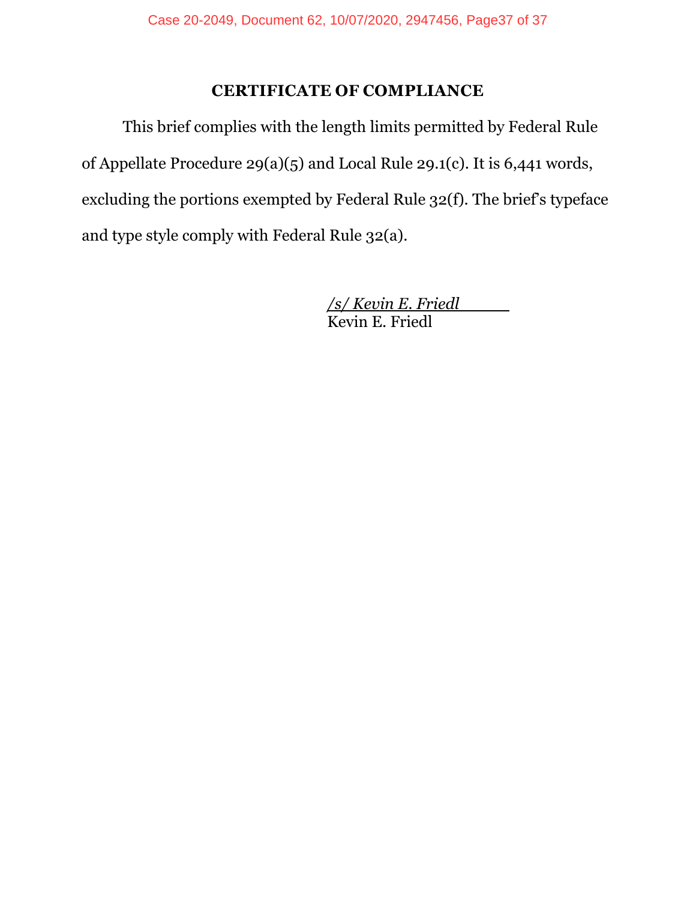## CERTIFICATE OF COMPLIANCE

This brief complies with the length limits permitted by Federal Rule of Appellate Procedure 29(a)(5) and Local Rule 29.1(c). It is 6,441 words, excluding the portions exempted by Federal Rule 32(f). The brief's typeface and type style comply with Federal Rule 32(a).

*/s/ Kevin E. Friedl*
Kevin E. Friedl